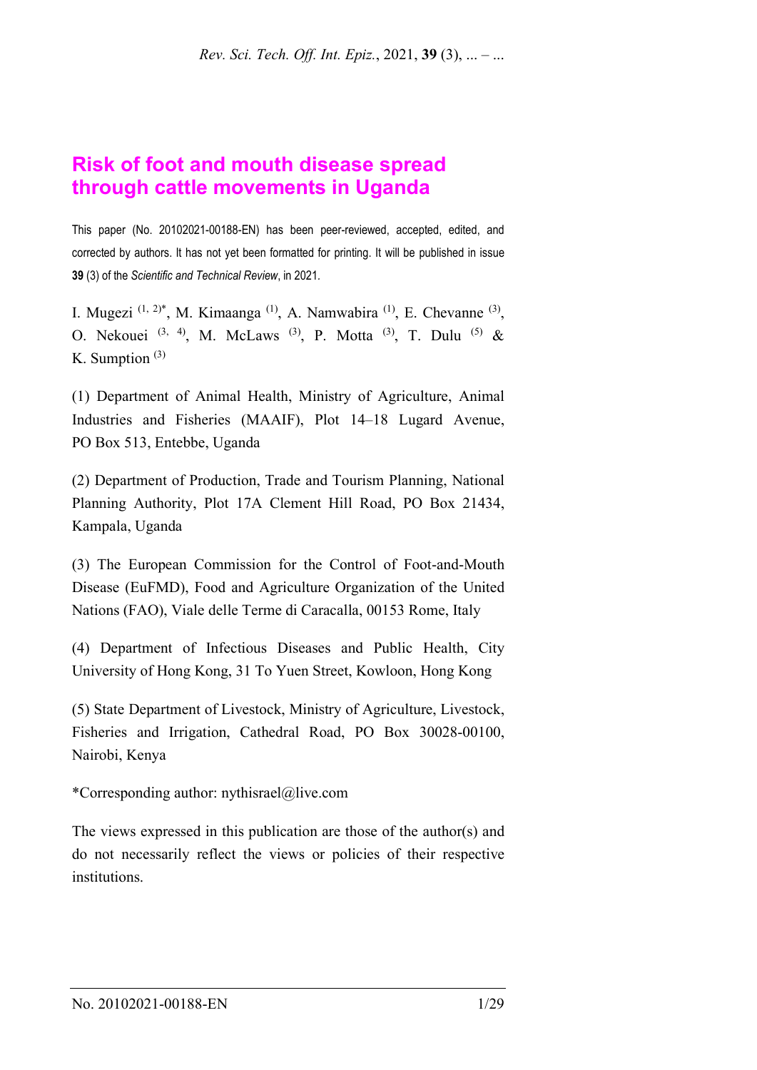# Risk of foot and mouth disease spread through cattle movements in Uganda

This paper (No. 20102021-00188-EN) has been peer-reviewed, accepted, edited, and corrected by authors. It has not yet been formatted for printing. It will be published in issue **39** (3) of the *Scientific and Technical Review*, in 2021.

I. Mugezi [1, 2]*, M. Kimaanga [1], A. Namwabira [1], E. Chevanne [3], O. Nekouei [3, 4], M. McLaws [3], P. Motta [3], T. Dulu [5] & K. Sumption [3]

(1) Department of Animal Health, Ministry of Agriculture, Animal Industries and Fisheries (MAAIF), Plot 14–18 Lugard Avenue, PO Box 513, Entebbe, Uganda

(2) Department of Production, Trade and Tourism Planning, National Planning Authority, Plot 17A Clement Hill Road, PO Box 21434, Kampala, Uganda

(3) The European Commission for the Control of Foot-and-Mouth Disease (EuFMD), Food and Agriculture Organization of the United Nations (FAO), Viale delle Terme di Caracalla, 00153 Rome, Italy

(4) Department of Infectious Diseases and Public Health, City University of Hong Kong, 31 To Yuen Street, Kowloon, Hong Kong

(5) State Department of Livestock, Ministry of Agriculture, Livestock, Fisheries and Irrigation, Cathedral Road, PO Box 30028-00100, Nairobi, Kenya

*Corresponding author: nythisrael@live.com

The views expressed in this publication are those of the author(s) and do not necessarily reflect the views or policies of their respective institutions.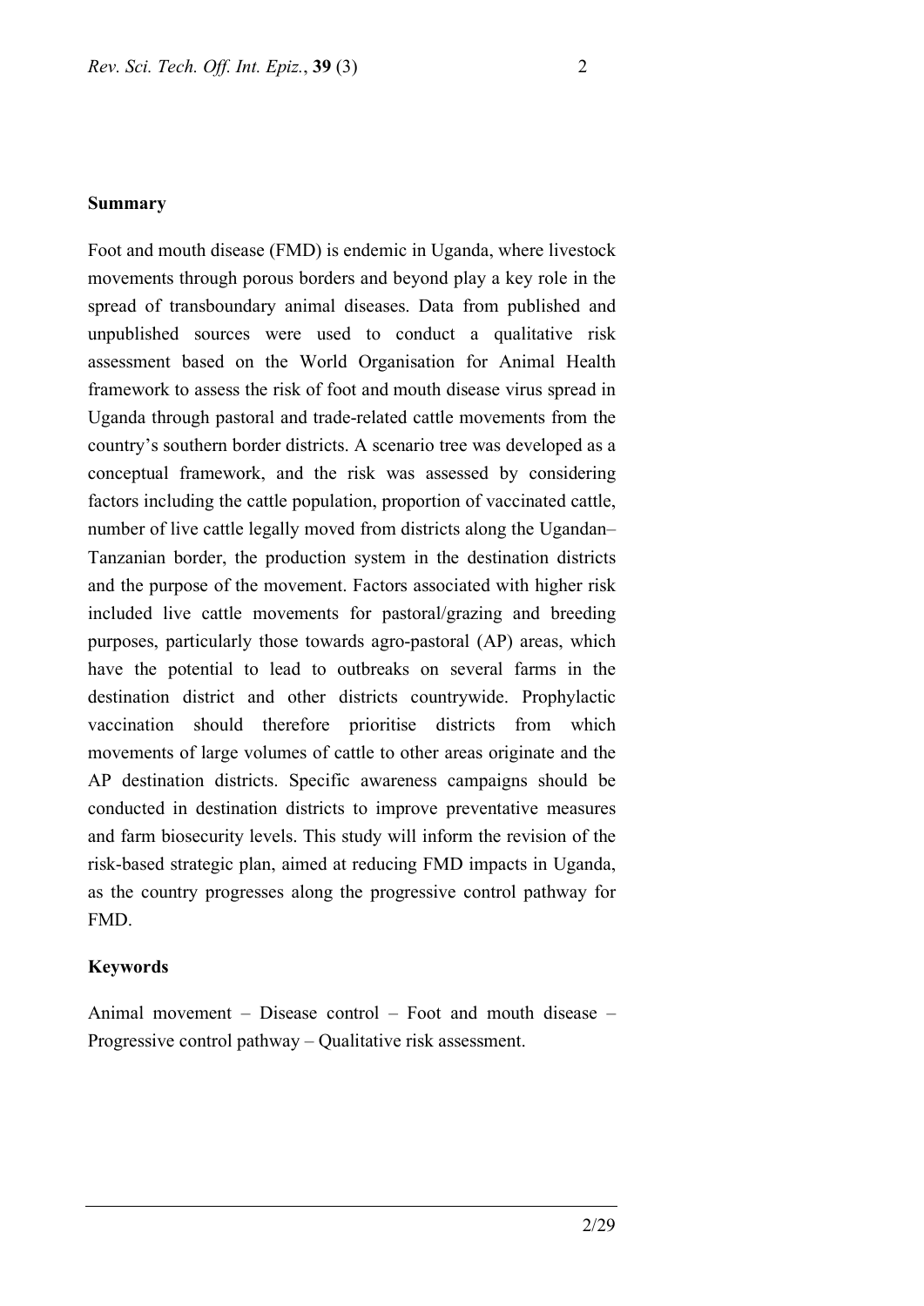## Summary

Foot and mouth disease (FMD) is endemic in Uganda, where livestock movements through porous borders and beyond play a key role in the spread of transboundary animal diseases. Data from published and unpublished sources were used to conduct a qualitative risk assessment based on the World Organisation for Animal Health framework to assess the risk of foot and mouth disease virus spread in Uganda through pastoral and trade-related cattle movements from the country's southern border districts. A scenario tree was developed as a conceptual framework, and the risk was assessed by considering factors including the cattle population, proportion of vaccinated cattle, number of live cattle legally moved from districts along the Ugandan–Tanzanian border, the production system in the destination districts and the purpose of the movement. Factors associated with higher risk included live cattle movements for pastoral/grazing and breeding purposes, particularly those towards agro-pastoral (AP) areas, which have the potential to lead to outbreaks on several farms in the destination district and other districts countrywide. Prophylactic vaccination should therefore prioritise districts from which movements of large volumes of cattle to other areas originate and the AP destination districts. Specific awareness campaigns should be conducted in destination districts to improve preventative measures and farm biosecurity levels. This study will inform the revision of the risk-based strategic plan, aimed at reducing FMD impacts in Uganda, as the country progresses along the progressive control pathway for FMD.

## Keywords

Animal movement – Disease control – Foot and mouth disease – Progressive control pathway – Qualitative risk assessment.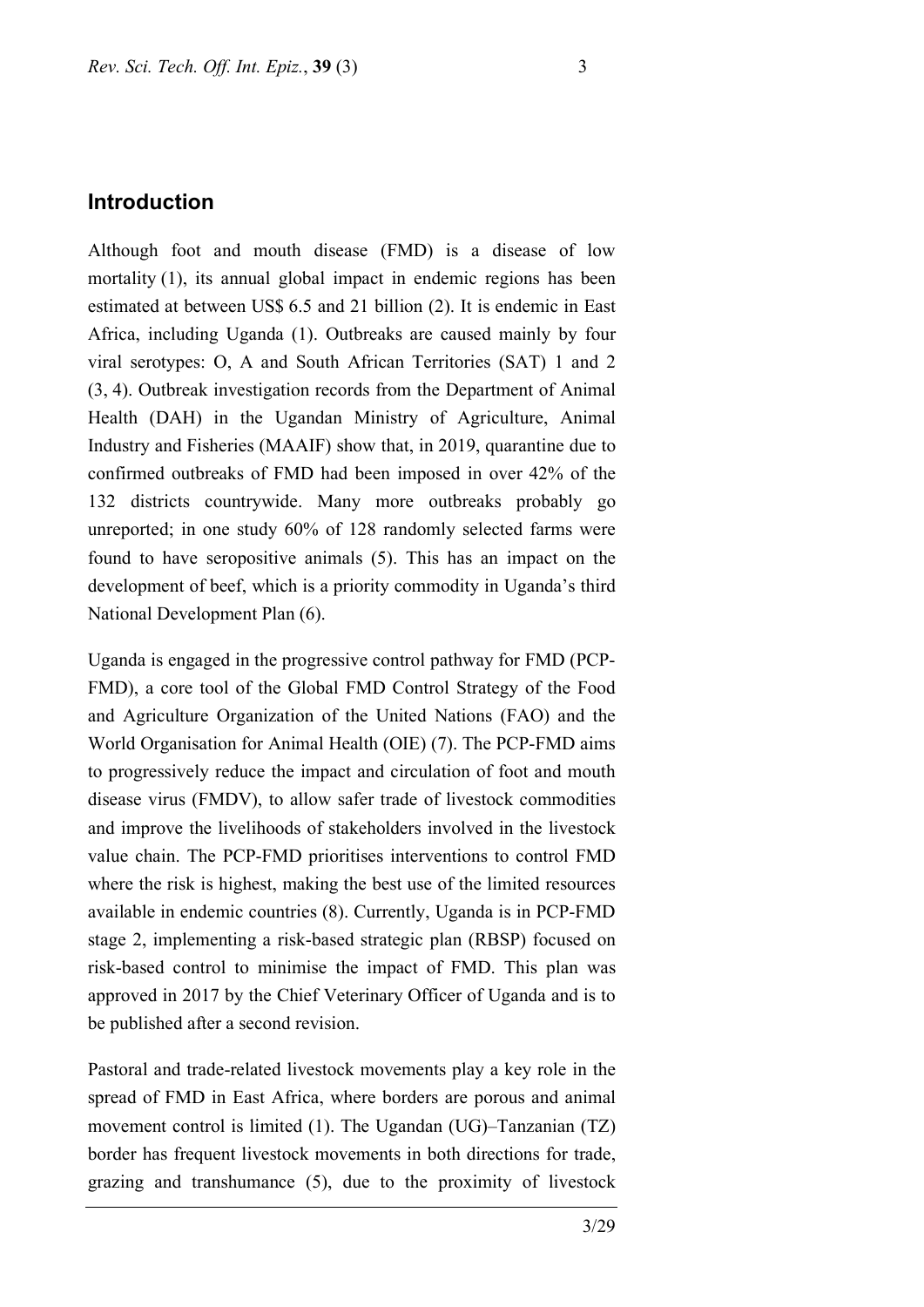## Introduction

Although foot and mouth disease (FMD) is a disease of low mortality (1), its annual global impact in endemic regions has been estimated at between US$ 6.5 and 21 billion (2). It is endemic in East Africa, including Uganda (1). Outbreaks are caused mainly by four viral serotypes: O, A and South African Territories (SAT) 1 and 2 (3, 4). Outbreak investigation records from the Department of Animal Health (DAH) in the Ugandan Ministry of Agriculture, Animal Industry and Fisheries (MAAIF) show that, in 2019, quarantine due to confirmed outbreaks of FMD had been imposed in over 42% of the 132 districts countrywide. Many more outbreaks probably go unreported; in one study 60% of 128 randomly selected farms were found to have seropositive animals (5). This has an impact on the development of beef, which is a priority commodity in Uganda's third National Development Plan (6).

Uganda is engaged in the progressive control pathway for FMD (PCP-FMD), a core tool of the Global FMD Control Strategy of the Food and Agriculture Organization of the United Nations (FAO) and the World Organisation for Animal Health (OIE) (7). The PCP-FMD aims to progressively reduce the impact and circulation of foot and mouth disease virus (FMDV), to allow safer trade of livestock commodities and improve the livelihoods of stakeholders involved in the livestock value chain. The PCP-FMD prioritises interventions to control FMD where the risk is highest, making the best use of the limited resources available in endemic countries (8). Currently, Uganda is in PCP-FMD stage 2, implementing a risk-based strategic plan (RBSP) focused on risk-based control to minimise the impact of FMD. This plan was approved in 2017 by the Chief Veterinary Officer of Uganda and is to be published after a second revision.

Pastoral and trade-related livestock movements play a key role in the spread of FMD in East Africa, where borders are porous and animal movement control is limited (1). The Ugandan (UG)–Tanzanian (TZ) border has frequent livestock movements in both directions for trade, grazing and transhumance (5), due to the proximity of livestock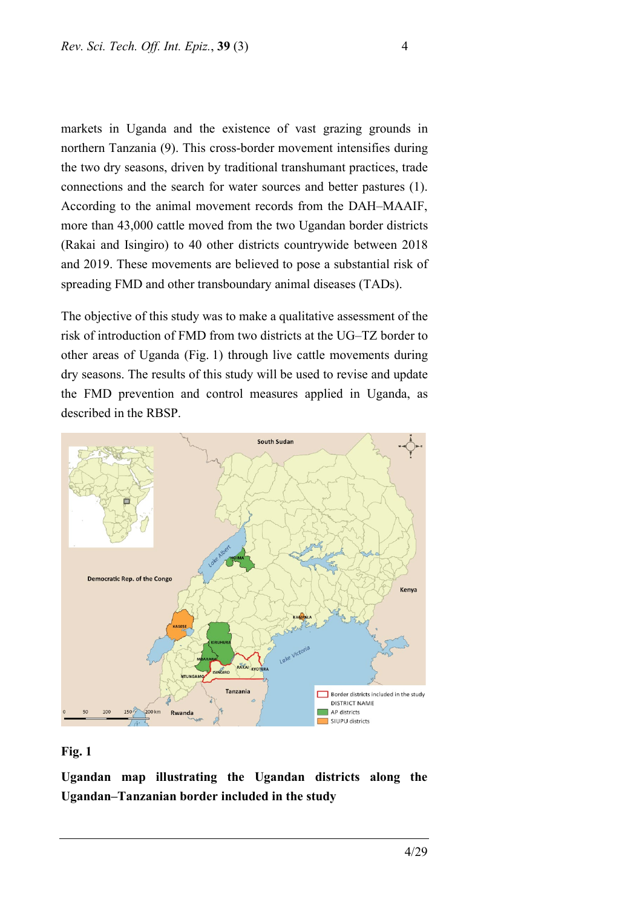markets in Uganda and the existence of vast grazing grounds in northern Tanzania (9). This cross-border movement intensifies during the two dry seasons, driven by traditional transhumant practices, trade connections and the search for water sources and better pastures (1). According to the animal movement records from the DAH–MAAIF, more than 43,000 cattle moved from the two Ugandan border districts (Rakai and Isingiro) to 40 other districts countrywide between 2018 and 2019. These movements are believed to pose a substantial risk of spreading FMD and other transboundary animal diseases (TADs).

The objective of this study was to make a qualitative assessment of the risk of introduction of FMD from two districts at the UG–TZ border to other areas of Uganda (Fig. 1) through live cattle movements during dry seasons. The results of this study will be used to revise and update the FMD prevention and control measures applied in Uganda, as described in the RBSP.

**Fig. 1**

**Ugandan map illustrating the Ugandan districts along the Ugandan–Tanzanian border included in the study**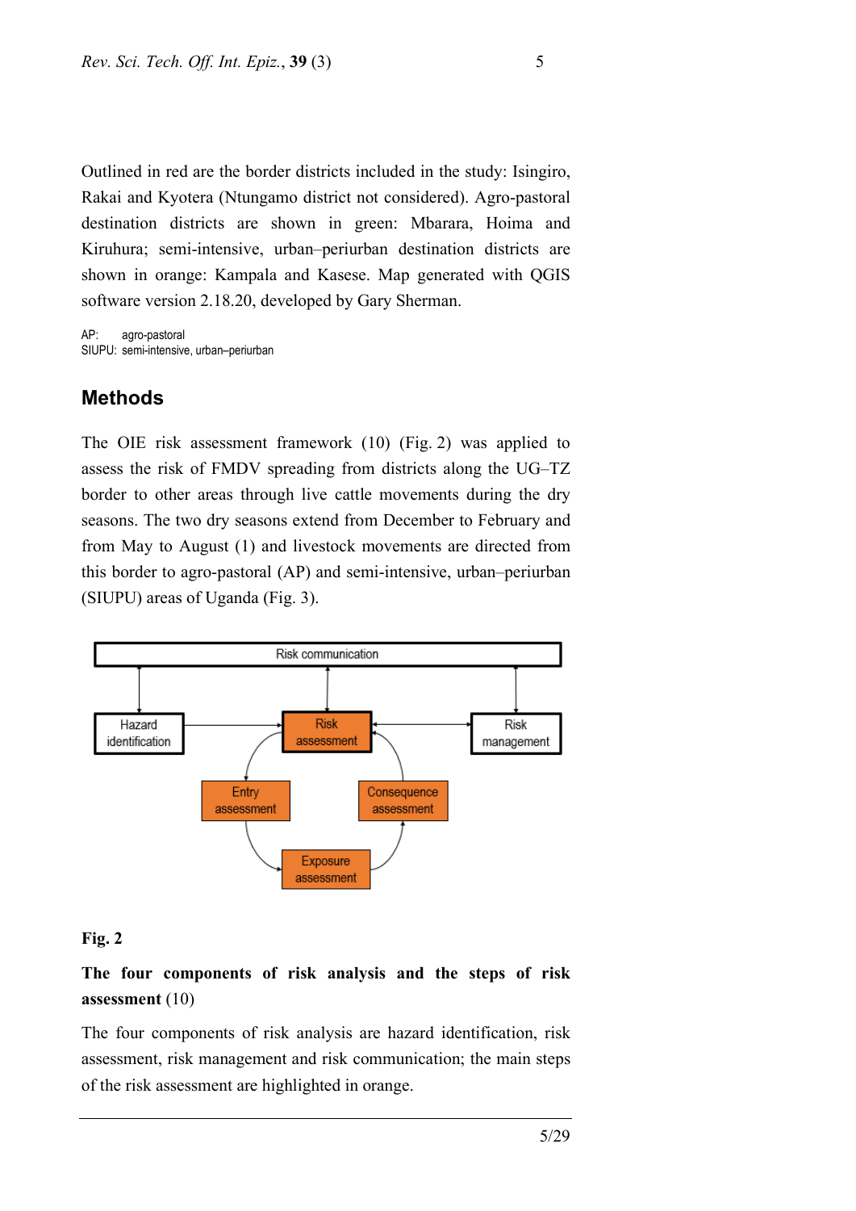Outlined in red are the border districts included in the study: Isingiro, Rakai and Kyotera (Ntungamo district not considered). Agro-pastoral destination districts are shown in green: Mbarara, Hoima and Kiruhura; semi-intensive, urban–periurban destination districts are shown in orange: Kampala and Kasese. Map generated with QGIS software version 2.18.20, developed by Gary Sherman.

AP: agro-pastoral
SIUPU: semi-intensive, urban–periurban

## Methods

The OIE risk assessment framework (10) (Fig. 2) was applied to assess the risk of FMDV spreading from districts along the UG–TZ border to other areas through live cattle movements during the dry seasons. The two dry seasons extend from December to February and from May to August (1) and livestock movements are directed from this border to agro-pastoral (AP) and semi-intensive, urban–periurban (SIUPU) areas of Uganda (Fig. 3).

**Fig. 2**

**The four components of risk analysis and the steps of risk assessment** (10)

The four components of risk analysis are hazard identification, risk assessment, risk management and risk communication; the main steps of the risk assessment are highlighted in orange.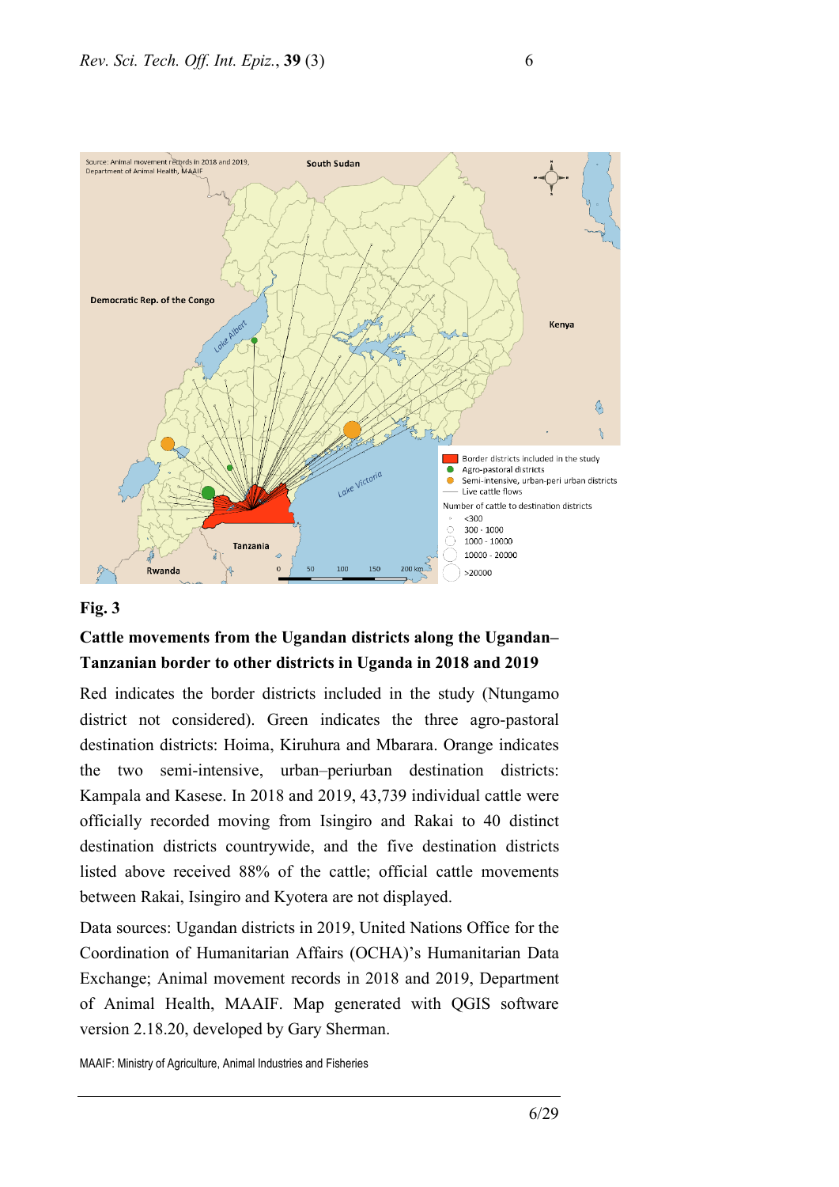Source: Animal movement records in 2018 and 2019, Department of Animal Health, MAAIF

South Sudan

Democratic Rep. of the Congo

Lake Albert

Kenya

Lake Victoria

Tanzania

Rwanda

0 50 100 150 200 km

Border districts included in the study
Agro-pastoral districts
Semi-intensive, urban-peri urban districts
Live cattle flows

Number of cattle to destination districts
<300
300 - 1000
1000 - 10000
10000 - 20000
>20000

**Fig. 3**

**Cattle movements from the Ugandan districts along the Ugandan–Tanzanian border to other districts in Uganda in 2018 and 2019**

Red indicates the border districts included in the study (Ntungamo district not considered). Green indicates the three agro-pastoral destination districts: Hoima, Kiruhura and Mbarara. Orange indicates the two semi-intensive, urban–periurban destination districts: Kampala and Kasese. In 2018 and 2019, 43,739 individual cattle were officially recorded moving from Isingiro and Rakai to 40 distinct destination districts countrywide, and the five destination districts listed above received 88% of the cattle; official cattle movements between Rakai, Isingiro and Kyotera are not displayed.

Data sources: Ugandan districts in 2019, United Nations Office for the Coordination of Humanitarian Affairs (OCHA)'s Humanitarian Data Exchange; Animal movement records in 2018 and 2019, Department of Animal Health, MAAIF. Map generated with QGIS software version 2.18.20, developed by Gary Sherman.

MAAIF: Ministry of Agriculture, Animal Industries and Fisheries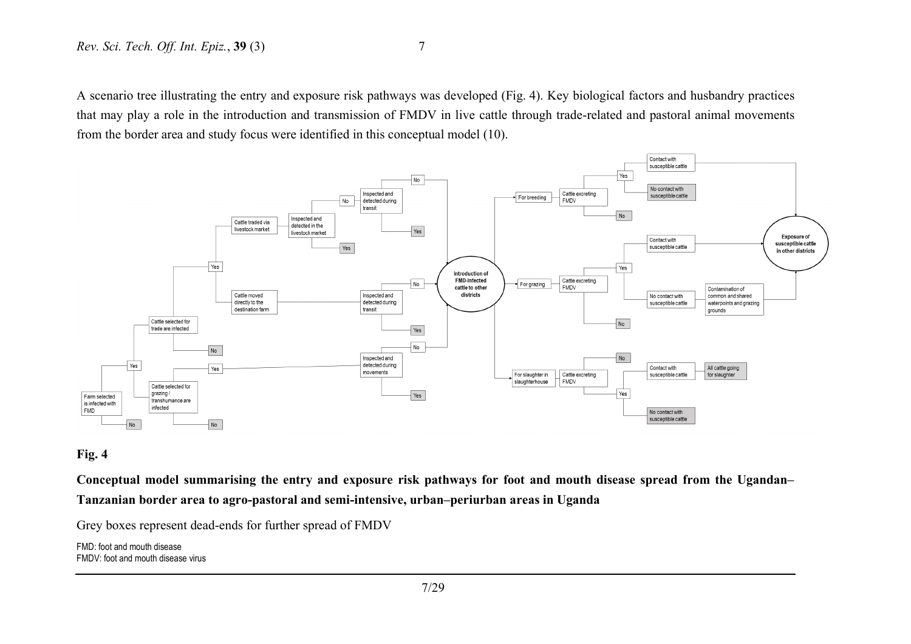A scenario tree illustrating the entry and exposure risk pathways was developed (Fig. 4). Key biological factors and husbandry practices that may play a role in the introduction and transmission of FMDV in live cattle through trade-related and pastoral animal movements from the border area and study focus were identified in this conceptual model (10).

Farm selected is infected with FMD

Yes

No

Cattle selected for trade are infected

Yes

No

Cattle selected for grazing / transhumance are infected

Yes

No

Cattle traded via livestock market

Inspected and detected in the livestock market

No

Yes

Inspected and detected during transit

No

Yes

Cattle moved directly to the destination farm

Inspected and detected during transit

No

Yes

Inspected and detected during movements

No

Yes

Introduction of FMD-infected cattle to other districts

For breeding

Cattle excreting FMDV

Yes

No

Contact with susceptible cattle

No contact with susceptible cattle

For grazing

Cattle excreting FMDV

Yes

No

Contact with susceptible cattle

No contact with susceptible cattle

Contamination of common and shared waterpoints and grazing grounds

For slaughter in slaughterhouse

Cattle excreting FMDV

No

Yes

Contact with susceptible cattle

All cattle going for slaughter

No contact with susceptible cattle

Exposure of susceptible cattle in other districts

**Fig. 4**

**Conceptual model summarising the entry and exposure risk pathways for foot and mouth disease spread from the Ugandan–Tanzanian border area to agro-pastoral and semi-intensive, urban–periurban areas in Uganda**

Grey boxes represent dead-ends for further spread of FMDV

FMD: foot and mouth disease
FMDV: foot and mouth disease virus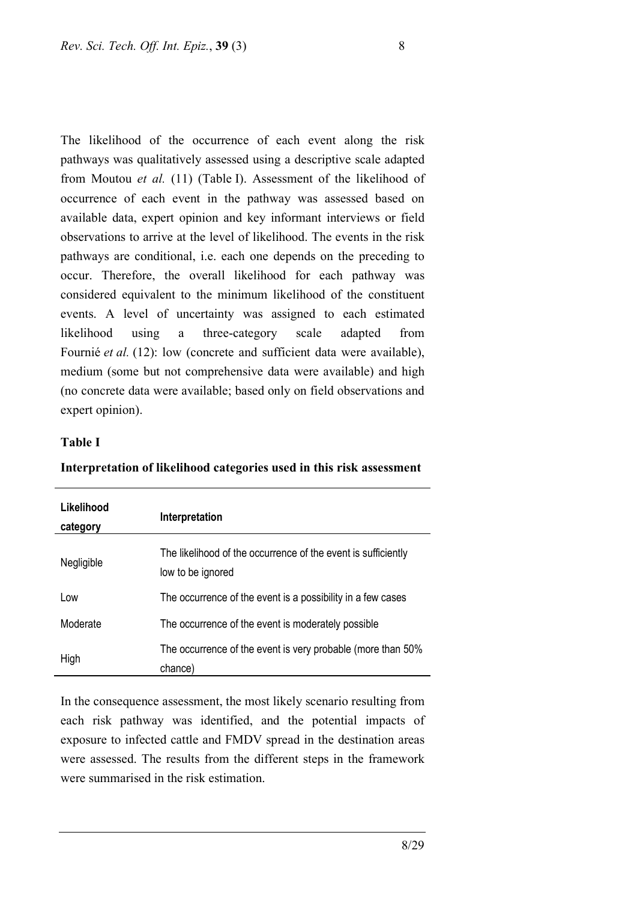The likelihood of the occurrence of each event along the risk pathways was qualitatively assessed using a descriptive scale adapted from Moutou *et al.* (11) (Table I). Assessment of the likelihood of occurrence of each event in the pathway was assessed based on available data, expert opinion and key informant interviews or field observations to arrive at the level of likelihood. The events in the risk pathways are conditional, i.e. each one depends on the preceding to occur. Therefore, the overall likelihood for each pathway was considered equivalent to the minimum likelihood of the constituent events. A level of uncertainty was assigned to each estimated likelihood using a three-category scale adapted from Fournié *et al.* (12): low (concrete and sufficient data were available), medium (some but not comprehensive data were available) and high (no concrete data were available; based only on field observations and expert opinion).

**Table I**

**Interpretation of likelihood categories used in this risk assessment**

| Likelihood category | Interpretation |
|---|---|
| Negligible | The likelihood of the occurrence of the event is sufficiently low to be ignored |
| Low | The occurrence of the event is a possibility in a few cases |
| Moderate | The occurrence of the event is moderately possible |
| High | The occurrence of the event is very probable (more than 50% chance) |

In the consequence assessment, the most likely scenario resulting from each risk pathway was identified, and the potential impacts of exposure to infected cattle and FMDV spread in the destination areas were assessed. The results from the different steps in the framework were summarised in the risk estimation.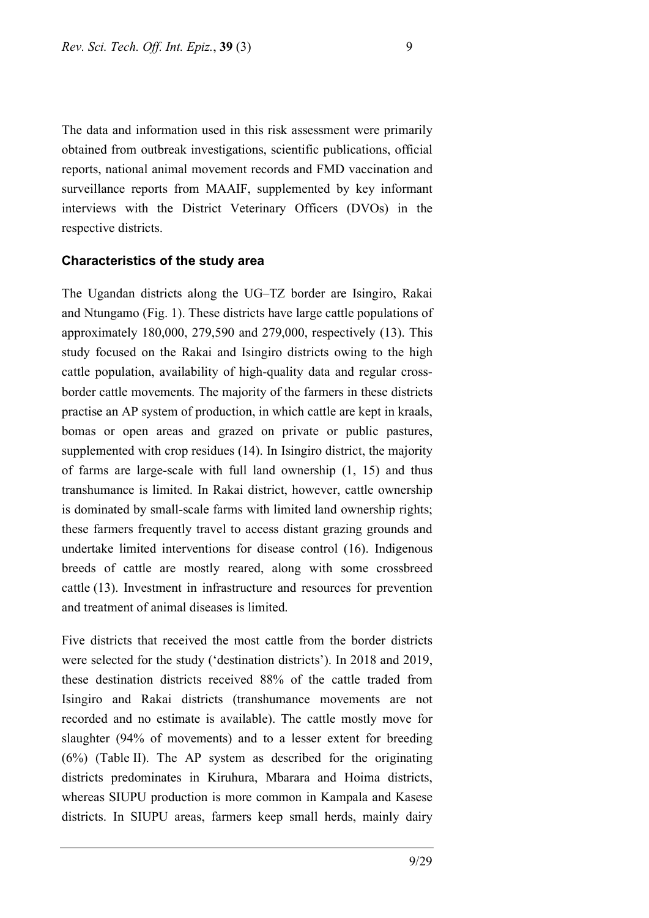The data and information used in this risk assessment were primarily obtained from outbreak investigations, scientific publications, official reports, national animal movement records and FMD vaccination and surveillance reports from MAAIF, supplemented by key informant interviews with the District Veterinary Officers (DVOs) in the respective districts.

### Characteristics of the study area

The Ugandan districts along the UG–TZ border are Isingiro, Rakai and Ntungamo (Fig. 1). These districts have large cattle populations of approximately 180,000, 279,590 and 279,000, respectively (13). This study focused on the Rakai and Isingiro districts owing to the high cattle population, availability of high-quality data and regular cross-border cattle movements. The majority of the farmers in these districts practise an AP system of production, in which cattle are kept in kraals, bomas or open areas and grazed on private or public pastures, supplemented with crop residues (14). In Isingiro district, the majority of farms are large-scale with full land ownership (1, 15) and thus transhumance is limited. In Rakai district, however, cattle ownership is dominated by small-scale farms with limited land ownership rights; these farmers frequently travel to access distant grazing grounds and undertake limited interventions for disease control (16). Indigenous breeds of cattle are mostly reared, along with some crossbreed cattle (13). Investment in infrastructure and resources for prevention and treatment of animal diseases is limited.

Five districts that received the most cattle from the border districts were selected for the study ('destination districts'). In 2018 and 2019, these destination districts received 88% of the cattle traded from Isingiro and Rakai districts (transhumance movements are not recorded and no estimate is available). The cattle mostly move for slaughter (94% of movements) and to a lesser extent for breeding (6%) (Table II). The AP system as described for the originating districts predominates in Kiruhura, Mbarara and Hoima districts, whereas SIUPU production is more common in Kampala and Kasese districts. In SIUPU areas, farmers keep small herds, mainly dairy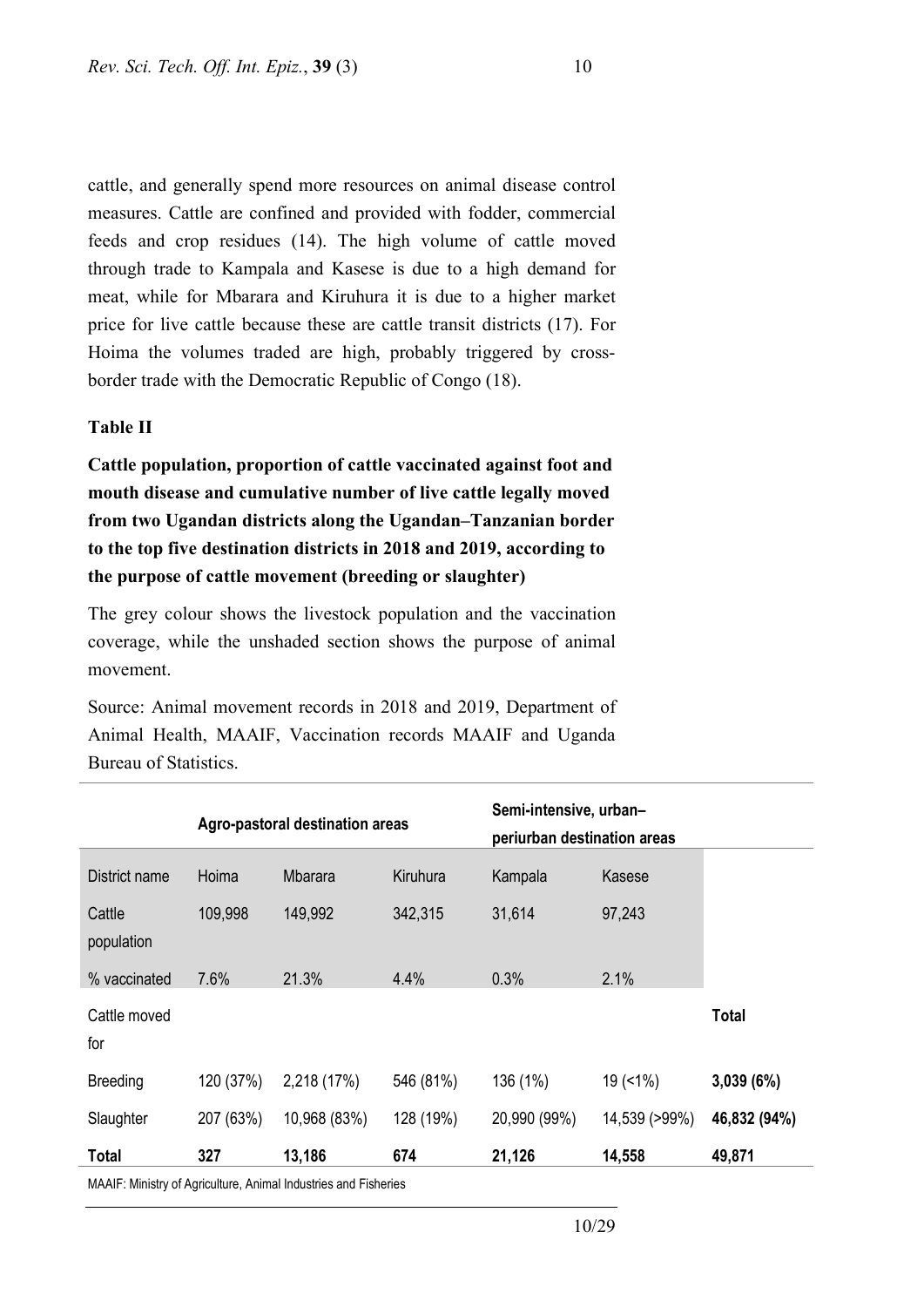cattle, and generally spend more resources on animal disease control measures. Cattle are confined and provided with fodder, commercial feeds and crop residues (14). The high volume of cattle moved through trade to Kampala and Kasese is due to a high demand for meat, while for Mbarara and Kiruhura it is due to a higher market price for live cattle because these are cattle transit districts (17). For Hoima the volumes traded are high, probably triggered by cross-border trade with the Democratic Republic of Congo (18).

**Table II**

**Cattle population, proportion of cattle vaccinated against foot and mouth disease and cumulative number of live cattle legally moved from two Ugandan districts along the Ugandan–Tanzanian border to the top five destination districts in 2018 and 2019, according to the purpose of cattle movement (breeding or slaughter)**

The grey colour shows the livestock population and the vaccination coverage, while the unshaded section shows the purpose of animal movement.

Source: Animal movement records in 2018 and 2019, Department of Animal Health, MAAIF, Vaccination records MAAIF and Uganda Bureau of Statistics.

| | Agro-pastoral destination areas | | | Semi-intensive, urban–periurban destination areas | | |
|---|---|---|---|---|---|---|
| District name | Hoima | Mbarara | Kiruhura | Kampala | Kasese | |
| Cattle population | 109,998 | 149,992 | 342,315 | 31,614 | 97,243 | |
| % vaccinated | 7.6% | 21.3% | 4.4% | 0.3% | 2.1% | |
| Cattle moved for | | | | | | **Total** |
| Breeding | 120 (37%) | 2,218 (17%) | 546 (81%) | 136 (1%) | 19 (<1%) | **3,039 (6%)** |
| Slaughter | 207 (63%) | 10,968 (83%) | 128 (19%) | 20,990 (99%) | 14,539 (>99%) | **46,832 (94%)** |
| **Total** | **327** | **13,186** | **674** | **21,126** | **14,558** | **49,871** |

MAAIF: Ministry of Agriculture, Animal Industries and Fisheries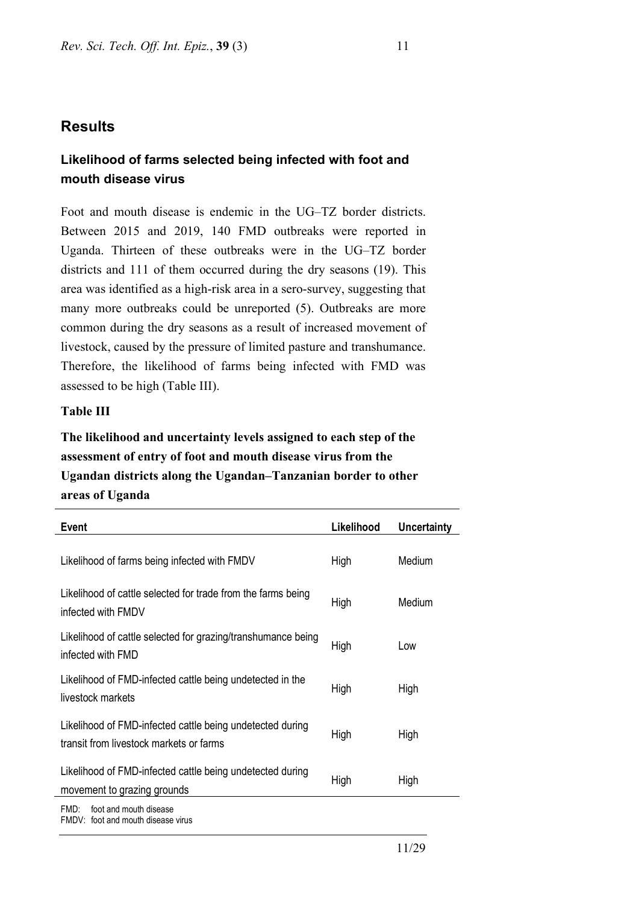## Results

### Likelihood of farms selected being infected with foot and mouth disease virus

Foot and mouth disease is endemic in the UG–TZ border districts. Between 2015 and 2019, 140 FMD outbreaks were reported in Uganda. Thirteen of these outbreaks were in the UG–TZ border districts and 111 of them occurred during the dry seasons (19). This area was identified as a high-risk area in a sero-survey, suggesting that many more outbreaks could be unreported (5). Outbreaks are more common during the dry seasons as a result of increased movement of livestock, caused by the pressure of limited pasture and transhumance. Therefore, the likelihood of farms being infected with FMD was assessed to be high (Table III).

**Table III**

**The likelihood and uncertainty levels assigned to each step of the assessment of entry of foot and mouth disease virus from the Ugandan districts along the Ugandan–Tanzanian border to other areas of Uganda**

| Event | Likelihood | Uncertainty |
|---|---|---|
| Likelihood of farms being infected with FMDV | High | Medium |
| Likelihood of cattle selected for trade from the farms being infected with FMDV | High | Medium |
| Likelihood of cattle selected for grazing/transhumance being infected with FMD | High | Low |
| Likelihood of FMD-infected cattle being undetected in the livestock markets | High | High |
| Likelihood of FMD-infected cattle being undetected during transit from livestock markets or farms | High | High |
| Likelihood of FMD-infected cattle being undetected during movement to grazing grounds | High | High |

FMD: foot and mouth disease
FMDV: foot and mouth disease virus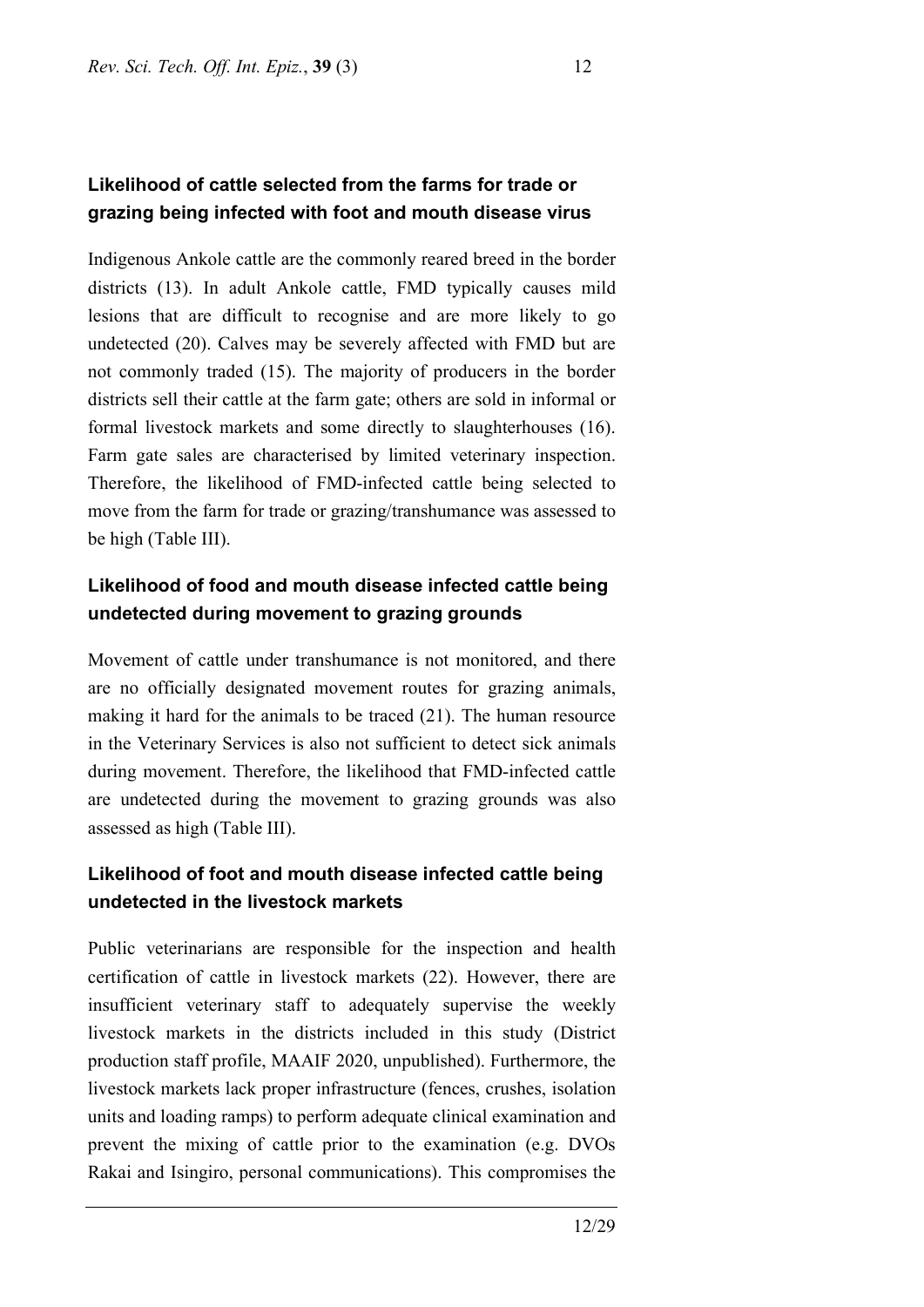### Likelihood of cattle selected from the farms for trade or grazing being infected with foot and mouth disease virus

Indigenous Ankole cattle are the commonly reared breed in the border districts (13). In adult Ankole cattle, FMD typically causes mild lesions that are difficult to recognise and are more likely to go undetected (20). Calves may be severely affected with FMD but are not commonly traded (15). The majority of producers in the border districts sell their cattle at the farm gate; others are sold in informal or formal livestock markets and some directly to slaughterhouses (16). Farm gate sales are characterised by limited veterinary inspection. Therefore, the likelihood of FMD-infected cattle being selected to move from the farm for trade or grazing/transhumance was assessed to be high (Table III).

### Likelihood of food and mouth disease infected cattle being undetected during movement to grazing grounds

Movement of cattle under transhumance is not monitored, and there are no officially designated movement routes for grazing animals, making it hard for the animals to be traced (21). The human resource in the Veterinary Services is also not sufficient to detect sick animals during movement. Therefore, the likelihood that FMD-infected cattle are undetected during the movement to grazing grounds was also assessed as high (Table III).

### Likelihood of foot and mouth disease infected cattle being undetected in the livestock markets

Public veterinarians are responsible for the inspection and health certification of cattle in livestock markets (22). However, there are insufficient veterinary staff to adequately supervise the weekly livestock markets in the districts included in this study (District production staff profile, MAAIF 2020, unpublished). Furthermore, the livestock markets lack proper infrastructure (fences, crushes, isolation units and loading ramps) to perform adequate clinical examination and prevent the mixing of cattle prior to the examination (e.g. DVOs Rakai and Isingiro, personal communications). This compromises the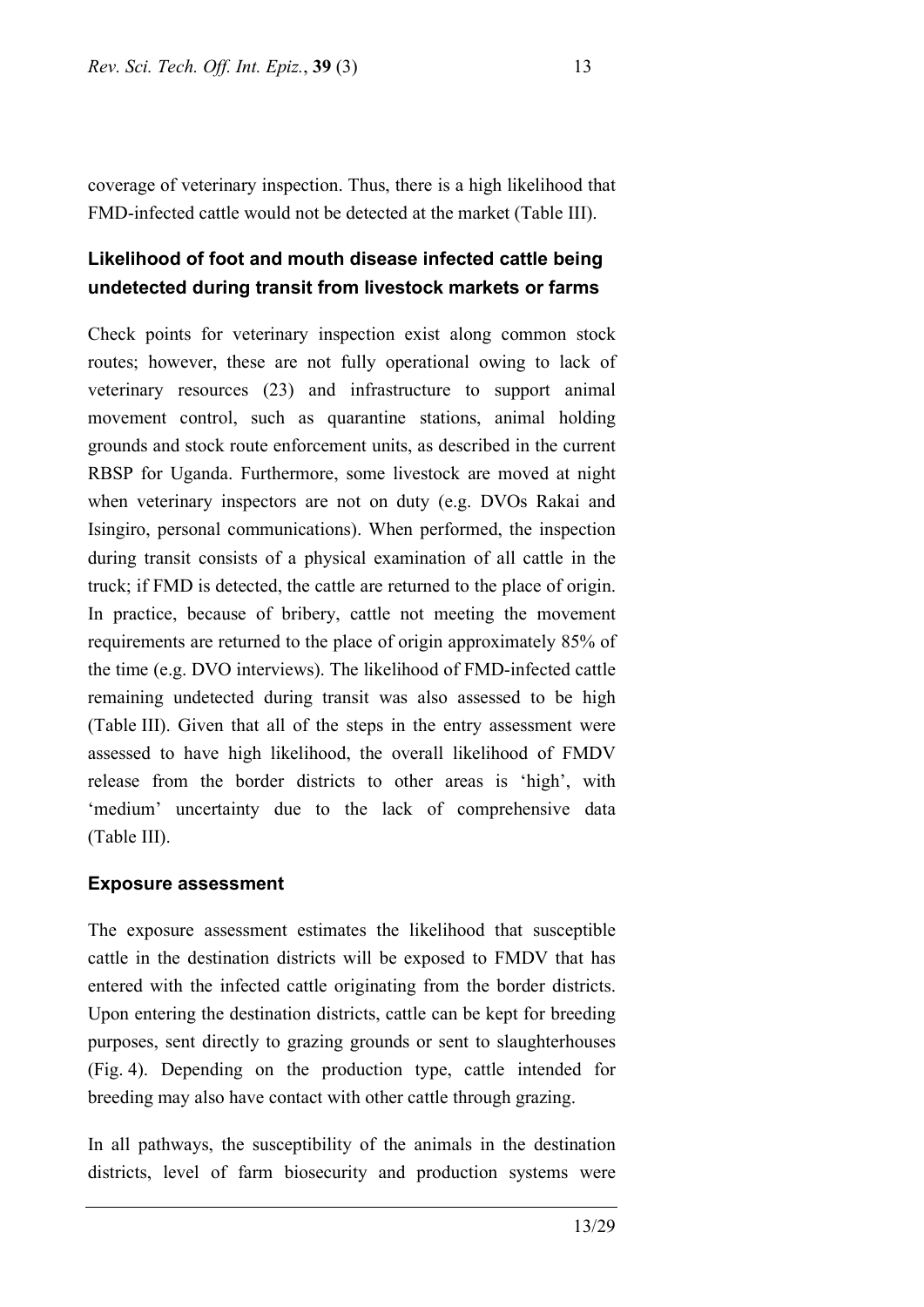coverage of veterinary inspection. Thus, there is a high likelihood that FMD-infected cattle would not be detected at the market (Table III).

### Likelihood of foot and mouth disease infected cattle being undetected during transit from livestock markets or farms

Check points for veterinary inspection exist along common stock routes; however, these are not fully operational owing to lack of veterinary resources (23) and infrastructure to support animal movement control, such as quarantine stations, animal holding grounds and stock route enforcement units, as described in the current RBSP for Uganda. Furthermore, some livestock are moved at night when veterinary inspectors are not on duty (e.g. DVOs Rakai and Isingiro, personal communications). When performed, the inspection during transit consists of a physical examination of all cattle in the truck; if FMD is detected, the cattle are returned to the place of origin. In practice, because of bribery, cattle not meeting the movement requirements are returned to the place of origin approximately 85% of the time (e.g. DVO interviews). The likelihood of FMD-infected cattle remaining undetected during transit was also assessed to be high (Table III). Given that all of the steps in the entry assessment were assessed to have high likelihood, the overall likelihood of FMDV release from the border districts to other areas is 'high', with 'medium' uncertainty due to the lack of comprehensive data (Table III).

### Exposure assessment

The exposure assessment estimates the likelihood that susceptible cattle in the destination districts will be exposed to FMDV that has entered with the infected cattle originating from the border districts. Upon entering the destination districts, cattle can be kept for breeding purposes, sent directly to grazing grounds or sent to slaughterhouses (Fig. 4). Depending on the production type, cattle intended for breeding may also have contact with other cattle through grazing.

In all pathways, the susceptibility of the animals in the destination districts, level of farm biosecurity and production systems were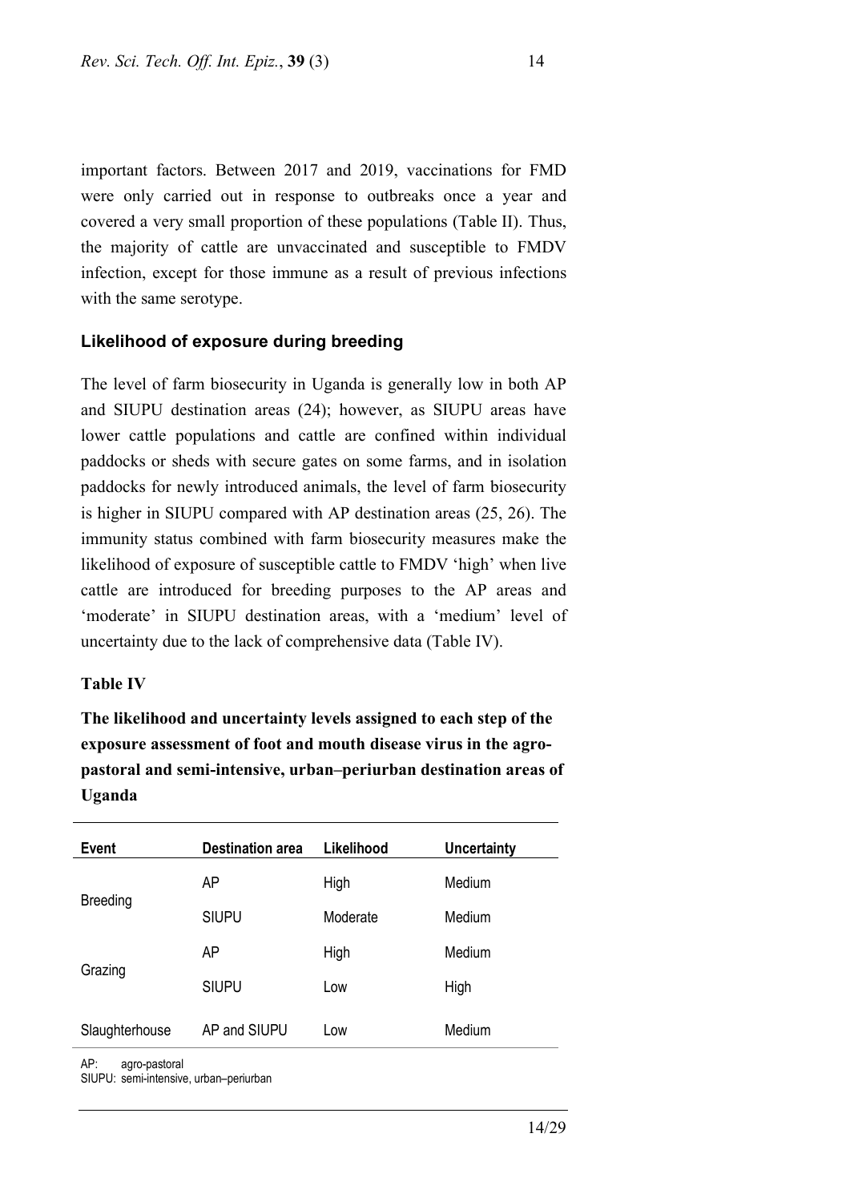important factors. Between 2017 and 2019, vaccinations for FMD were only carried out in response to outbreaks once a year and covered a very small proportion of these populations (Table II). Thus, the majority of cattle are unvaccinated and susceptible to FMDV infection, except for those immune as a result of previous infections with the same serotype.

### Likelihood of exposure during breeding

The level of farm biosecurity in Uganda is generally low in both AP and SIUPU destination areas (24); however, as SIUPU areas have lower cattle populations and cattle are confined within individual paddocks or sheds with secure gates on some farms, and in isolation paddocks for newly introduced animals, the level of farm biosecurity is higher in SIUPU compared with AP destination areas (25, 26). The immunity status combined with farm biosecurity measures make the likelihood of exposure of susceptible cattle to FMDV 'high' when live cattle are introduced for breeding purposes to the AP areas and 'moderate' in SIUPU destination areas, with a 'medium' level of uncertainty due to the lack of comprehensive data (Table IV).

**Table IV**

**The likelihood and uncertainty levels assigned to each step of the exposure assessment of foot and mouth disease virus in the agro-pastoral and semi-intensive, urban–periurban destination areas of Uganda**

| Event | Destination area | Likelihood | Uncertainty |
|---|---|---|---|
| Breeding | AP | High | Medium |
| | SIUPU | Moderate | Medium |
| Grazing | AP | High | Medium |
| | SIUPU | Low | High |
| Slaughterhouse | AP and SIUPU | Low | Medium |

AP: agro-pastoral
SIUPU: semi-intensive, urban–periurban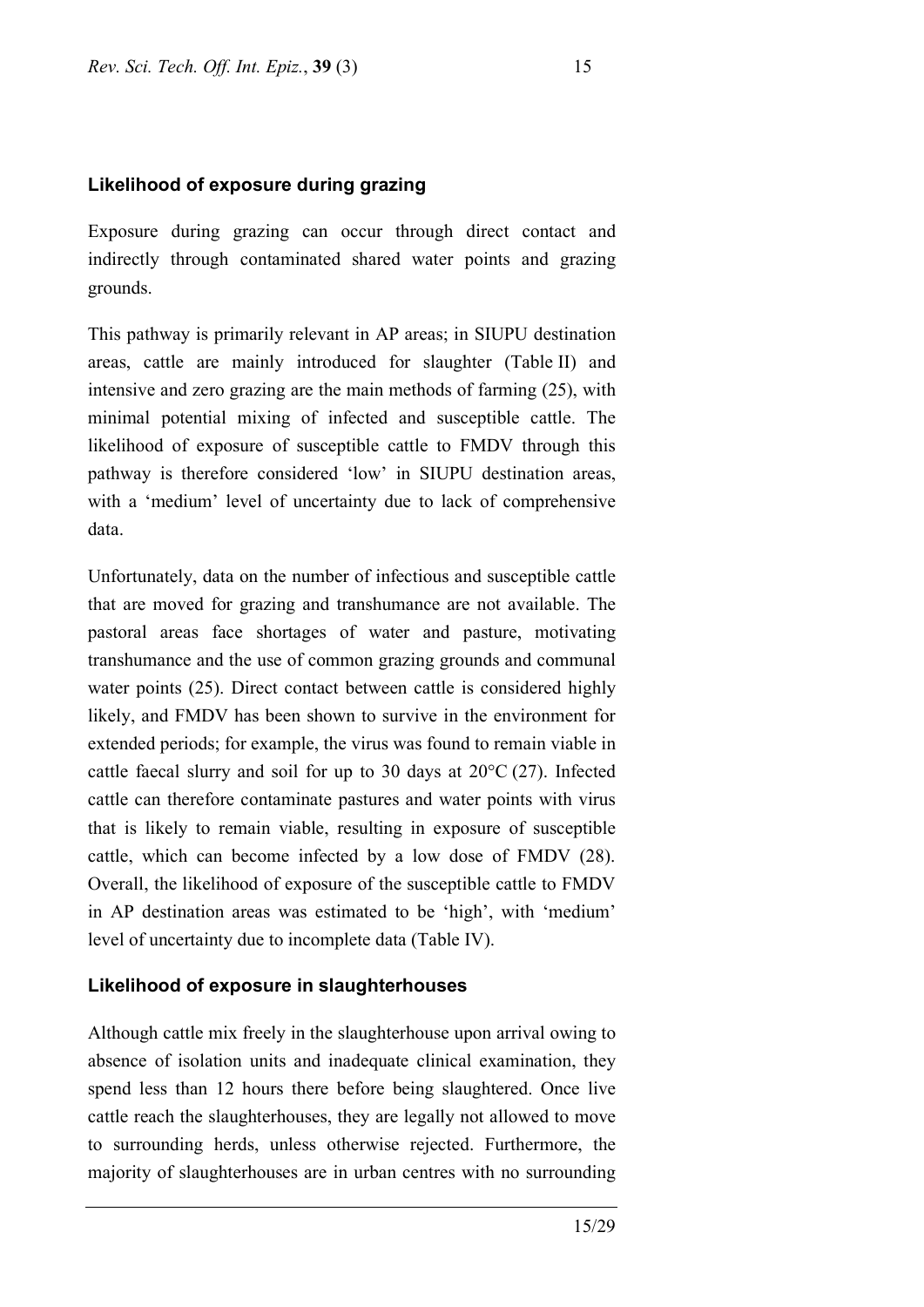### Likelihood of exposure during grazing

Exposure during grazing can occur through direct contact and indirectly through contaminated shared water points and grazing grounds.

This pathway is primarily relevant in AP areas; in SIUPU destination areas, cattle are mainly introduced for slaughter (Table II) and intensive and zero grazing are the main methods of farming (25), with minimal potential mixing of infected and susceptible cattle. The likelihood of exposure of susceptible cattle to FMDV through this pathway is therefore considered 'low' in SIUPU destination areas, with a 'medium' level of uncertainty due to lack of comprehensive data.

Unfortunately, data on the number of infectious and susceptible cattle that are moved for grazing and transhumance are not available. The pastoral areas face shortages of water and pasture, motivating transhumance and the use of common grazing grounds and communal water points (25). Direct contact between cattle is considered highly likely, and FMDV has been shown to survive in the environment for extended periods; for example, the virus was found to remain viable in cattle faecal slurry and soil for up to 30 days at 20°C (27). Infected cattle can therefore contaminate pastures and water points with virus that is likely to remain viable, resulting in exposure of susceptible cattle, which can become infected by a low dose of FMDV (28). Overall, the likelihood of exposure of the susceptible cattle to FMDV in AP destination areas was estimated to be 'high', with 'medium' level of uncertainty due to incomplete data (Table IV).

### Likelihood of exposure in slaughterhouses

Although cattle mix freely in the slaughterhouse upon arrival owing to absence of isolation units and inadequate clinical examination, they spend less than 12 hours there before being slaughtered. Once live cattle reach the slaughterhouses, they are legally not allowed to move to surrounding herds, unless otherwise rejected. Furthermore, the majority of slaughterhouses are in urban centres with no surrounding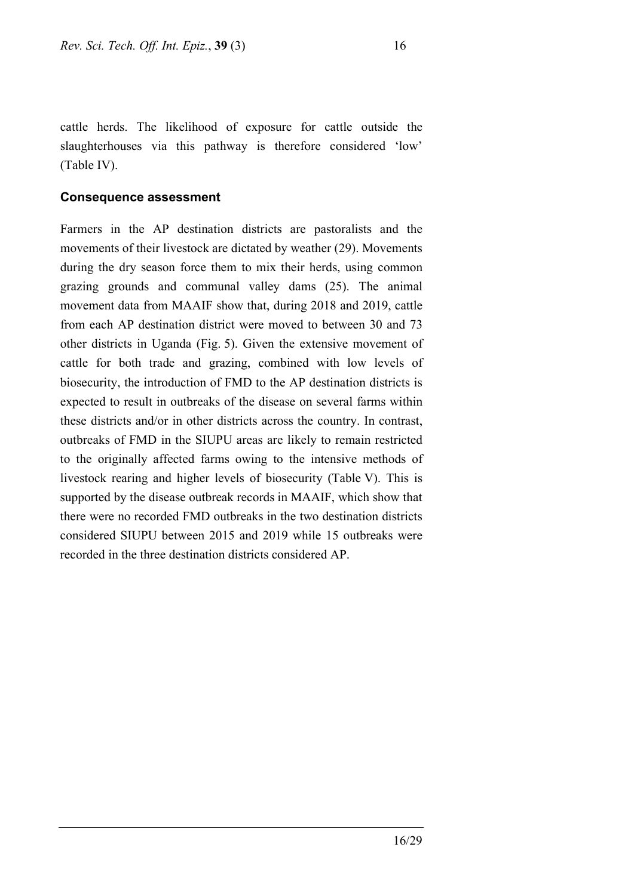cattle herds. The likelihood of exposure for cattle outside the slaughterhouses via this pathway is therefore considered 'low' (Table IV).

### Consequence assessment

Farmers in the AP destination districts are pastoralists and the movements of their livestock are dictated by weather (29). Movements during the dry season force them to mix their herds, using common grazing grounds and communal valley dams (25). The animal movement data from MAAIF show that, during 2018 and 2019, cattle from each AP destination district were moved to between 30 and 73 other districts in Uganda (Fig. 5). Given the extensive movement of cattle for both trade and grazing, combined with low levels of biosecurity, the introduction of FMD to the AP destination districts is expected to result in outbreaks of the disease on several farms within these districts and/or in other districts across the country. In contrast, outbreaks of FMD in the SIUPU areas are likely to remain restricted to the originally affected farms owing to the intensive methods of livestock rearing and higher levels of biosecurity (Table V). This is supported by the disease outbreak records in MAAIF, which show that there were no recorded FMD outbreaks in the two destination districts considered SIUPU between 2015 and 2019 while 15 outbreaks were recorded in the three destination districts considered AP.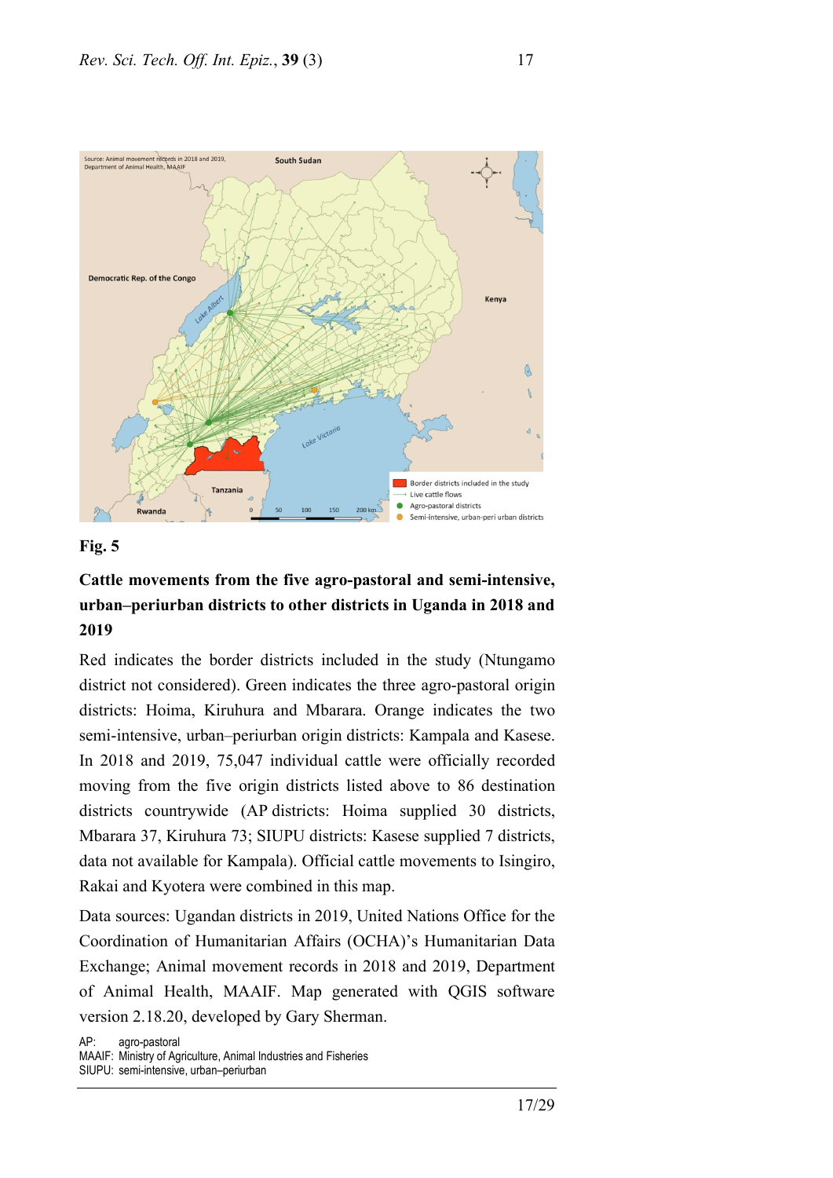Source: Animal movement records in 2018 and 2019, Department of Animal Health, MAAIF

South Sudan

Democratic Rep. of the Congo

Kenya

Lake Albert

Lake Victoria

Tanzania

Rwanda

0 50 100 150 200 km

Border districts included in the study

Live cattle flows

Agro-pastoral districts

Semi-intensive, urban-peri urban districts

**Fig. 5**

**Cattle movements from the five agro-pastoral and semi-intensive, urban–periurban districts to other districts in Uganda in 2018 and 2019**

Red indicates the border districts included in the study (Ntungamo district not considered). Green indicates the three agro-pastoral origin districts: Hoima, Kiruhura and Mbarara. Orange indicates the two semi-intensive, urban–periurban origin districts: Kampala and Kasese. In 2018 and 2019, 75,047 individual cattle were officially recorded moving from the five origin districts listed above to 86 destination districts countrywide (AP districts: Hoima supplied 30 districts, Mbarara 37, Kiruhura 73; SIUPU districts: Kasese supplied 7 districts, data not available for Kampala). Official cattle movements to Isingiro, Rakai and Kyotera were combined in this map.

Data sources: Ugandan districts in 2019, United Nations Office for the Coordination of Humanitarian Affairs (OCHA)'s Humanitarian Data Exchange; Animal movement records in 2018 and 2019, Department of Animal Health, MAAIF. Map generated with QGIS software version 2.18.20, developed by Gary Sherman.

AP: agro-pastoral
MAAIF: Ministry of Agriculture, Animal Industries and Fisheries
SIUPU: semi-intensive, urban–periurban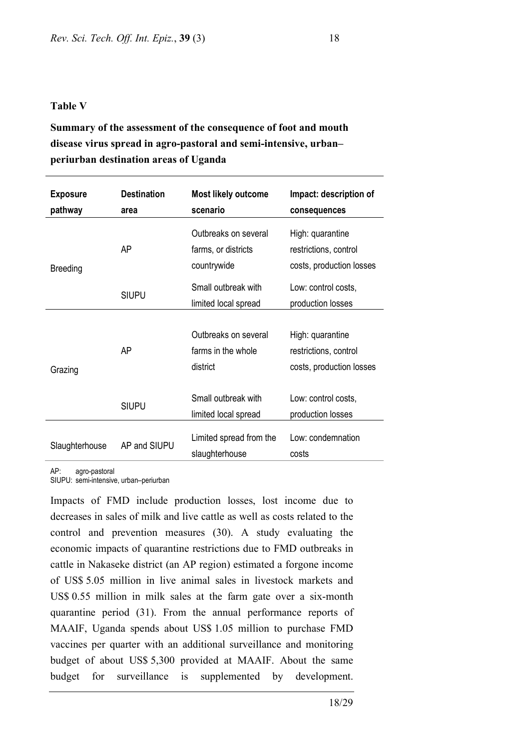**Table V**

**Summary of the assessment of the consequence of foot and mouth disease virus spread in agro-pastoral and semi-intensive, urban–periurban destination areas of Uganda**

| Exposure pathway | Destination area | Most likely outcome scenario | Impact: description of consequences |
|---|---|---|---|
| Breeding | AP | Outbreaks on several farms, or districts countrywide | High: quarantine restrictions, control costs, production losses |
| | SIUPU | Small outbreak with limited local spread | Low: control costs, production losses |
| Grazing | AP | Outbreaks on several farms in the whole district | High: quarantine restrictions, control costs, production losses |
| | SIUPU | Small outbreak with limited local spread | Low: control costs, production losses |
| Slaughterhouse | AP and SIUPU | Limited spread from the slaughterhouse | Low: condemnation costs |

AP: agro-pastoral
SIUPU: semi-intensive, urban–periurban

Impacts of FMD include production losses, lost income due to decreases in sales of milk and live cattle as well as costs related to the control and prevention measures (30). A study evaluating the economic impacts of quarantine restrictions due to FMD outbreaks in cattle in Nakaseke district (an AP region) estimated a forgone income of US$ 5.05 million in live animal sales in livestock markets and US$ 0.55 million in milk sales at the farm gate over a six-month quarantine period (31). From the annual performance reports of MAAIF, Uganda spends about US$ 1.05 million to purchase FMD vaccines per quarter with an additional surveillance and monitoring budget of about US$ 5,300 provided at MAAIF. About the same budget for surveillance is supplemented by development.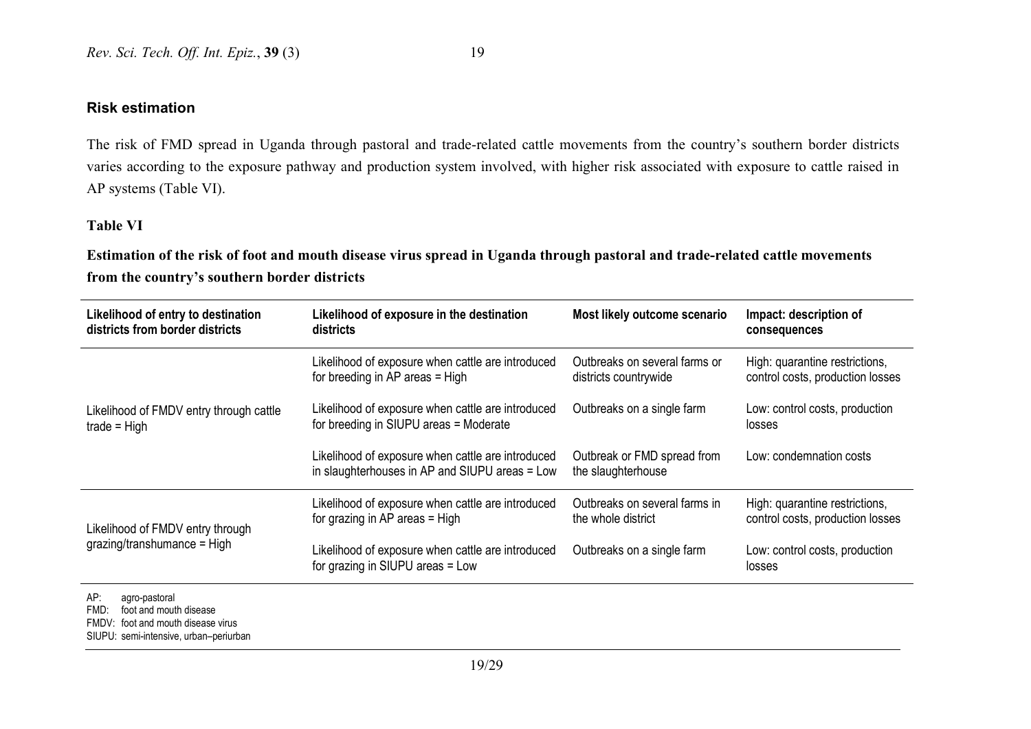## Risk estimation

The risk of FMD spread in Uganda through pastoral and trade-related cattle movements from the country's southern border districts varies according to the exposure pathway and production system involved, with higher risk associated with exposure to cattle raised in AP systems (Table VI).

**Table VI**

**Estimation of the risk of foot and mouth disease virus spread in Uganda through pastoral and trade-related cattle movements from the country's southern border districts**

| Likelihood of entry to destination districts from border districts | Likelihood of exposure in the destination districts | Most likely outcome scenario | Impact: description of consequences |
|---|---|---|---|
| Likelihood of FMDV entry through cattle trade = High | Likelihood of exposure when cattle are introduced for breeding in AP areas = High | Outbreaks on several farms or districts countrywide | High: quarantine restrictions, control costs, production losses |
| | Likelihood of exposure when cattle are introduced for breeding in SIUPU areas = Moderate | Outbreaks on a single farm | Low: control costs, production losses |
| | Likelihood of exposure when cattle are introduced in slaughterhouses in AP and SIUPU areas = Low | Outbreak or FMD spread from the slaughterhouse | Low: condemnation costs |
| Likelihood of FMDV entry through grazing/transhumance = High | Likelihood of exposure when cattle are introduced for grazing in AP areas = High | Outbreaks on several farms in the whole district | High: quarantine restrictions, control costs, production losses |
| | Likelihood of exposure when cattle are introduced for grazing in SIUPU areas = Low | Outbreaks on a single farm | Low: control costs, production losses |

AP: agro-pastoral
FMD: foot and mouth disease
FMDV: foot and mouth disease virus
SIUPU: semi-intensive, urban–periurban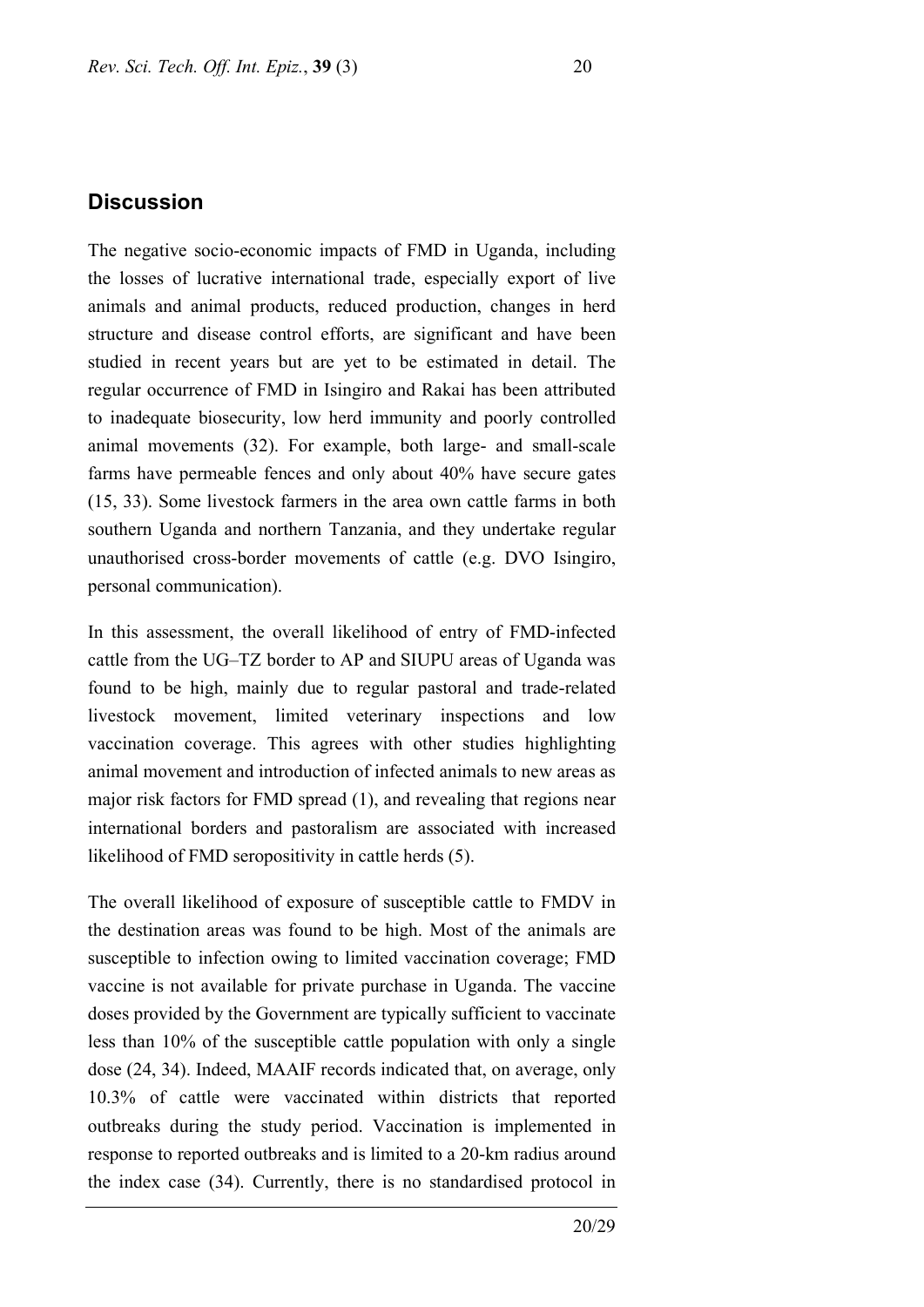## Discussion

The negative socio-economic impacts of FMD in Uganda, including the losses of lucrative international trade, especially export of live animals and animal products, reduced production, changes in herd structure and disease control efforts, are significant and have been studied in recent years but are yet to be estimated in detail. The regular occurrence of FMD in Isingiro and Rakai has been attributed to inadequate biosecurity, low herd immunity and poorly controlled animal movements (32). For example, both large- and small-scale farms have permeable fences and only about 40% have secure gates (15, 33). Some livestock farmers in the area own cattle farms in both southern Uganda and northern Tanzania, and they undertake regular unauthorised cross-border movements of cattle (e.g. DVO Isingiro, personal communication).

In this assessment, the overall likelihood of entry of FMD-infected cattle from the UG–TZ border to AP and SIUPU areas of Uganda was found to be high, mainly due to regular pastoral and trade-related livestock movement, limited veterinary inspections and low vaccination coverage. This agrees with other studies highlighting animal movement and introduction of infected animals to new areas as major risk factors for FMD spread (1), and revealing that regions near international borders and pastoralism are associated with increased likelihood of FMD seropositivity in cattle herds (5).

The overall likelihood of exposure of susceptible cattle to FMDV in the destination areas was found to be high. Most of the animals are susceptible to infection owing to limited vaccination coverage; FMD vaccine is not available for private purchase in Uganda. The vaccine doses provided by the Government are typically sufficient to vaccinate less than 10% of the susceptible cattle population with only a single dose (24, 34). Indeed, MAAIF records indicated that, on average, only 10.3% of cattle were vaccinated within districts that reported outbreaks during the study period. Vaccination is implemented in response to reported outbreaks and is limited to a 20-km radius around the index case (34). Currently, there is no standardised protocol in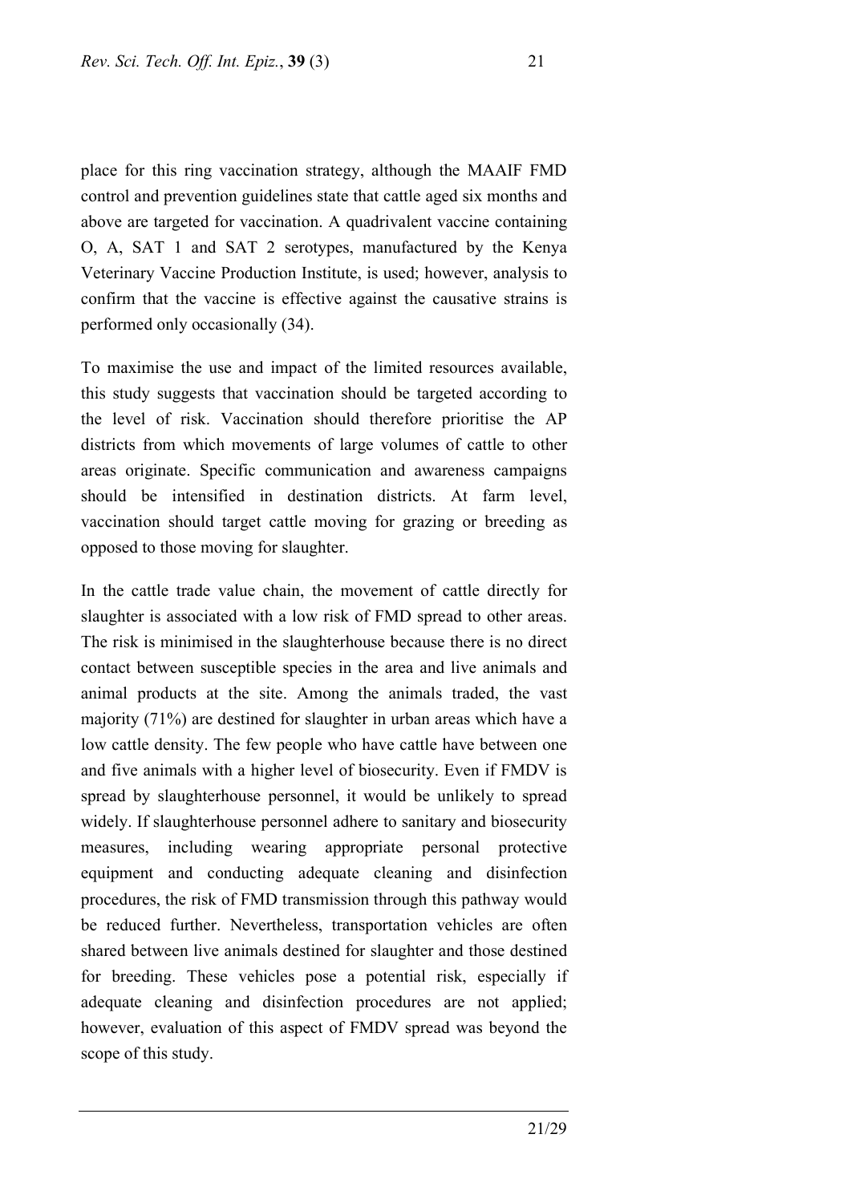place for this ring vaccination strategy, although the MAAIF FMD control and prevention guidelines state that cattle aged six months and above are targeted for vaccination. A quadrivalent vaccine containing O, A, SAT 1 and SAT 2 serotypes, manufactured by the Kenya Veterinary Vaccine Production Institute, is used; however, analysis to confirm that the vaccine is effective against the causative strains is performed only occasionally (34).

To maximise the use and impact of the limited resources available, this study suggests that vaccination should be targeted according to the level of risk. Vaccination should therefore prioritise the AP districts from which movements of large volumes of cattle to other areas originate. Specific communication and awareness campaigns should be intensified in destination districts. At farm level, vaccination should target cattle moving for grazing or breeding as opposed to those moving for slaughter.

In the cattle trade value chain, the movement of cattle directly for slaughter is associated with a low risk of FMD spread to other areas. The risk is minimised in the slaughterhouse because there is no direct contact between susceptible species in the area and live animals and animal products at the site. Among the animals traded, the vast majority (71%) are destined for slaughter in urban areas which have a low cattle density. The few people who have cattle have between one and five animals with a higher level of biosecurity. Even if FMDV is spread by slaughterhouse personnel, it would be unlikely to spread widely. If slaughterhouse personnel adhere to sanitary and biosecurity measures, including wearing appropriate personal protective equipment and conducting adequate cleaning and disinfection procedures, the risk of FMD transmission through this pathway would be reduced further. Nevertheless, transportation vehicles are often shared between live animals destined for slaughter and those destined for breeding. These vehicles pose a potential risk, especially if adequate cleaning and disinfection procedures are not applied; however, evaluation of this aspect of FMDV spread was beyond the scope of this study.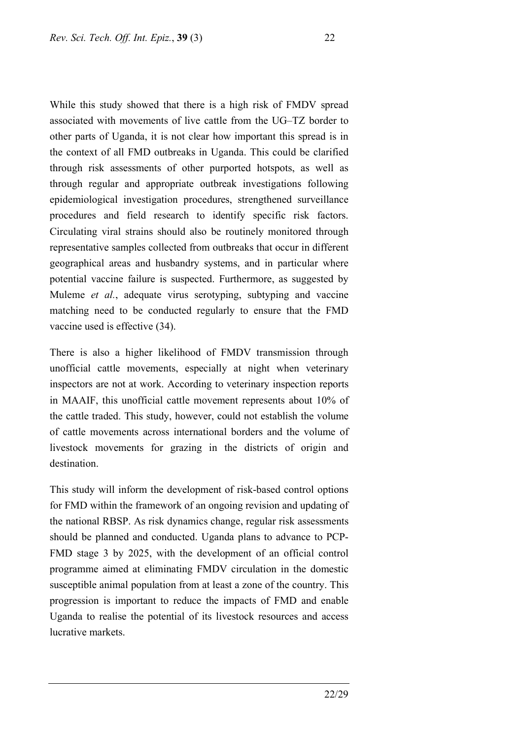While this study showed that there is a high risk of FMDV spread associated with movements of live cattle from the UG–TZ border to other parts of Uganda, it is not clear how important this spread is in the context of all FMD outbreaks in Uganda. This could be clarified through risk assessments of other purported hotspots, as well as through regular and appropriate outbreak investigations following epidemiological investigation procedures, strengthened surveillance procedures and field research to identify specific risk factors. Circulating viral strains should also be routinely monitored through representative samples collected from outbreaks that occur in different geographical areas and husbandry systems, and in particular where potential vaccine failure is suspected. Furthermore, as suggested by Muleme *et al.*, adequate virus serotyping, subtyping and vaccine matching need to be conducted regularly to ensure that the FMD vaccine used is effective (34).

There is also a higher likelihood of FMDV transmission through unofficial cattle movements, especially at night when veterinary inspectors are not at work. According to veterinary inspection reports in MAAIF, this unofficial cattle movement represents about 10% of the cattle traded. This study, however, could not establish the volume of cattle movements across international borders and the volume of livestock movements for grazing in the districts of origin and destination.

This study will inform the development of risk-based control options for FMD within the framework of an ongoing revision and updating of the national RBSP. As risk dynamics change, regular risk assessments should be planned and conducted. Uganda plans to advance to PCP-FMD stage 3 by 2025, with the development of an official control programme aimed at eliminating FMDV circulation in the domestic susceptible animal population from at least a zone of the country. This progression is important to reduce the impacts of FMD and enable Uganda to realise the potential of its livestock resources and access lucrative markets.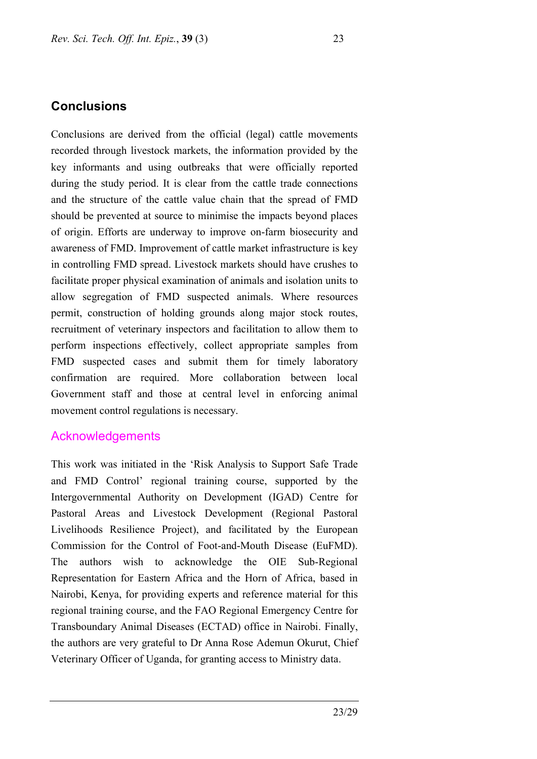## Conclusions

Conclusions are derived from the official (legal) cattle movements recorded through livestock markets, the information provided by the key informants and using outbreaks that were officially reported during the study period. It is clear from the cattle trade connections and the structure of the cattle value chain that the spread of FMD should be prevented at source to minimise the impacts beyond places of origin. Efforts are underway to improve on-farm biosecurity and awareness of FMD. Improvement of cattle market infrastructure is key in controlling FMD spread. Livestock markets should have crushes to facilitate proper physical examination of animals and isolation units to allow segregation of FMD suspected animals. Where resources permit, construction of holding grounds along major stock routes, recruitment of veterinary inspectors and facilitation to allow them to perform inspections effectively, collect appropriate samples from FMD suspected cases and submit them for timely laboratory confirmation are required. More collaboration between local Government staff and those at central level in enforcing animal movement control regulations is necessary.

## Acknowledgements

This work was initiated in the 'Risk Analysis to Support Safe Trade and FMD Control' regional training course, supported by the Intergovernmental Authority on Development (IGAD) Centre for Pastoral Areas and Livestock Development (Regional Pastoral Livelihoods Resilience Project), and facilitated by the European Commission for the Control of Foot-and-Mouth Disease (EuFMD). The authors wish to acknowledge the OIE Sub-Regional Representation for Eastern Africa and the Horn of Africa, based in Nairobi, Kenya, for providing experts and reference material for this regional training course, and the FAO Regional Emergency Centre for Transboundary Animal Diseases (ECTAD) office in Nairobi. Finally, the authors are very grateful to Dr Anna Rose Ademun Okurut, Chief Veterinary Officer of Uganda, for granting access to Ministry data.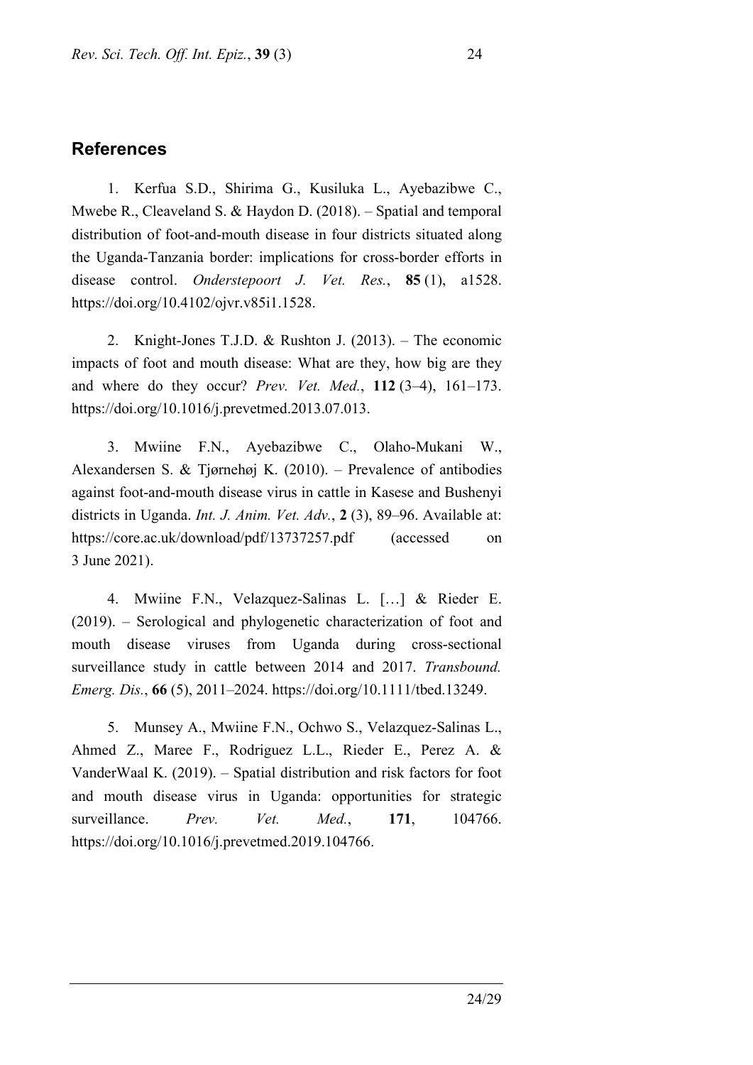## References

1. Kerfua S.D., Shirima G., Kusiluka L., Ayebazibwe C., Mwebe R., Cleaveland S. & Haydon D. (2018). – Spatial and temporal distribution of foot-and-mouth disease in four districts situated along the Uganda-Tanzania border: implications for cross-border efforts in disease control. *Onderstepoort J. Vet. Res.*, **85** (1), a1528. https://doi.org/10.4102/ojvr.v85i1.1528.

2. Knight-Jones T.J.D. & Rushton J. (2013). – The economic impacts of foot and mouth disease: What are they, how big are they and where do they occur? *Prev. Vet. Med.*, **112** (3–4), 161–173. https://doi.org/10.1016/j.prevetmed.2013.07.013.

3. Mwiine F.N., Ayebazibwe C., Olaho-Mukani W., Alexandersen S. & Tjørnehøj K. (2010). – Prevalence of antibodies against foot-and-mouth disease virus in cattle in Kasese and Bushenyi districts in Uganda. *Int. J. Anim. Vet. Adv.*, **2** (3), 89–96. Available at: https://core.ac.uk/download/pdf/13737257.pdf (accessed on 3 June 2021).

4. Mwiine F.N., Velazquez-Salinas L. […] & Rieder E. (2019). – Serological and phylogenetic characterization of foot and mouth disease viruses from Uganda during cross-sectional surveillance study in cattle between 2014 and 2017. *Transbound. Emerg. Dis.*, **66** (5), 2011–2024. https://doi.org/10.1111/tbed.13249.

5. Munsey A., Mwiine F.N., Ochwo S., Velazquez-Salinas L., Ahmed Z., Maree F., Rodriguez L.L., Rieder E., Perez A. & VanderWaal K. (2019). – Spatial distribution and risk factors for foot and mouth disease virus in Uganda: opportunities for strategic surveillance. *Prev. Vet. Med.*, **171**, 104766. https://doi.org/10.1016/j.prevetmed.2019.104766.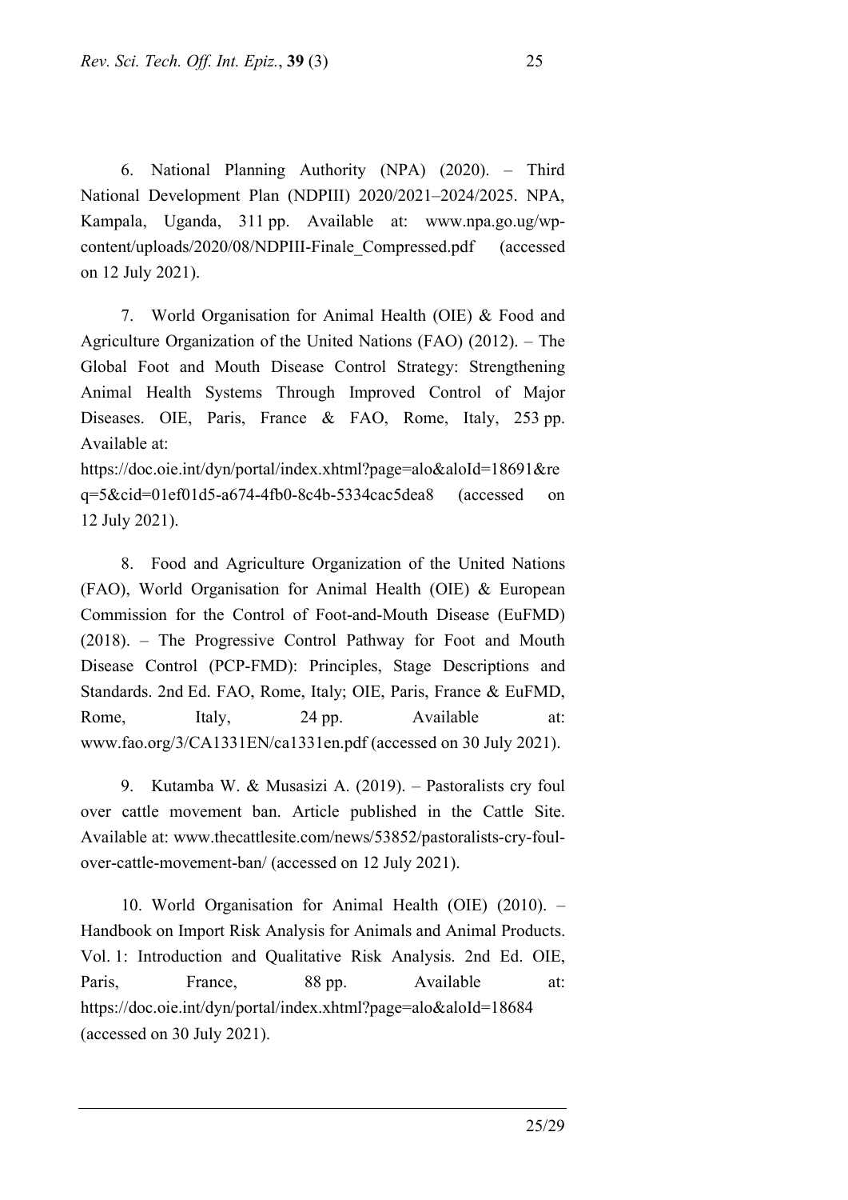6. National Planning Authority (NPA) (2020). – Third National Development Plan (NDPIII) 2020/2021–2024/2025. NPA, Kampala, Uganda, 311 pp. Available at: www.npa.go.ug/wp-content/uploads/2020/08/NDPIII-Finale_Compressed.pdf (accessed on 12 July 2021).

7. World Organisation for Animal Health (OIE) & Food and Agriculture Organization of the United Nations (FAO) (2012). – The Global Foot and Mouth Disease Control Strategy: Strengthening Animal Health Systems Through Improved Control of Major Diseases. OIE, Paris, France & FAO, Rome, Italy, 253 pp. Available at: https://doc.oie.int/dyn/portal/index.xhtml?page=alo&aloId=18691&req=5&cid=01ef01d5-a674-4fb0-8c4b-5334cac5dea8 (accessed on 12 July 2021).

8. Food and Agriculture Organization of the United Nations (FAO), World Organisation for Animal Health (OIE) & European Commission for the Control of Foot-and-Mouth Disease (EuFMD) (2018). – The Progressive Control Pathway for Foot and Mouth Disease Control (PCP-FMD): Principles, Stage Descriptions and Standards. 2nd Ed. FAO, Rome, Italy; OIE, Paris, France & EuFMD, Rome, Italy, 24 pp. Available at: www.fao.org/3/CA1331EN/ca1331en.pdf (accessed on 30 July 2021).

9. Kutamba W. & Musasizi A. (2019). – Pastoralists cry foul over cattle movement ban. Article published in the Cattle Site. Available at: www.thecattlesite.com/news/53852/pastoralists-cry-foul-over-cattle-movement-ban/ (accessed on 12 July 2021).

10. World Organisation for Animal Health (OIE) (2010). – Handbook on Import Risk Analysis for Animals and Animal Products. Vol. 1: Introduction and Qualitative Risk Analysis. 2nd Ed. OIE, Paris, France, 88 pp. Available at: https://doc.oie.int/dyn/portal/index.xhtml?page=alo&aloId=18684 (accessed on 30 July 2021).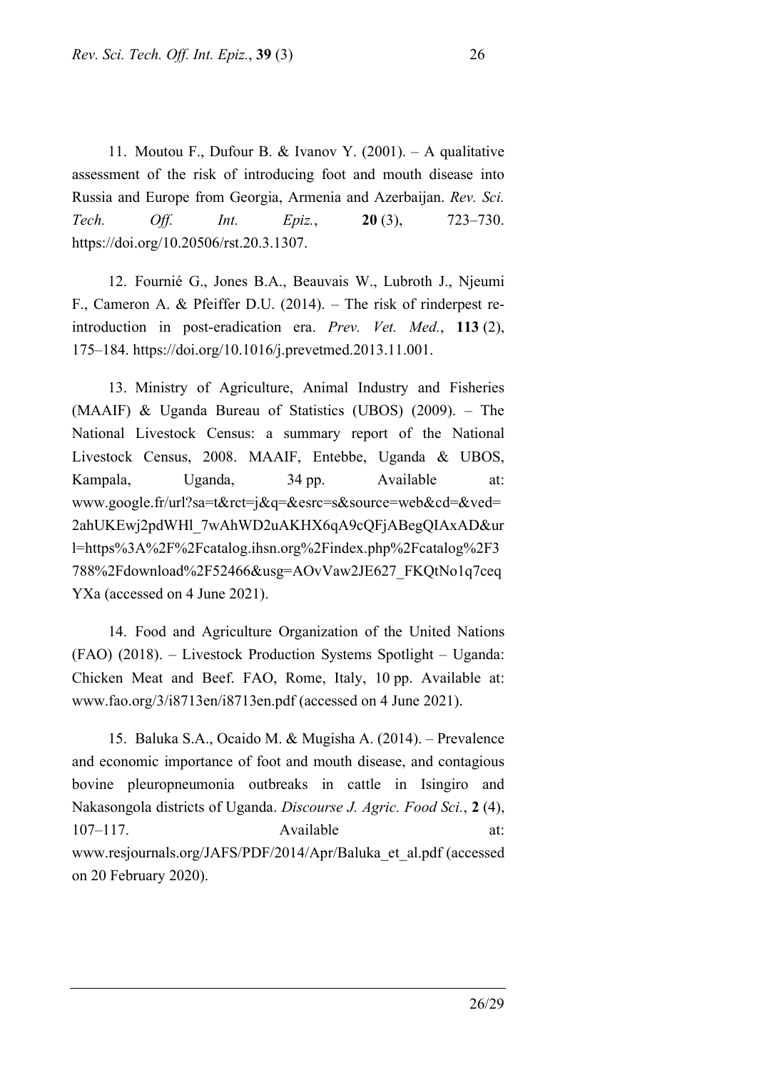11. Moutou F., Dufour B. & Ivanov Y. (2001). – A qualitative assessment of the risk of introducing foot and mouth disease into Russia and Europe from Georgia, Armenia and Azerbaijan. *Rev. Sci. Tech. Off. Int. Epiz.*, **20** (3), 723–730. https://doi.org/10.20506/rst.20.3.1307.

12. Fournié G., Jones B.A., Beauvais W., Lubroth J., Njeumi F., Cameron A. & Pfeiffer D.U. (2014). – The risk of rinderpest re-introduction in post-eradication era. *Prev. Vet. Med.*, **113** (2), 175–184. https://doi.org/10.1016/j.prevetmed.2013.11.001.

13. Ministry of Agriculture, Animal Industry and Fisheries (MAAIF) & Uganda Bureau of Statistics (UBOS) (2009). – The National Livestock Census: a summary report of the National Livestock Census, 2008. MAAIF, Entebbe, Uganda & UBOS, Kampala, Uganda, 34 pp. Available at: www.google.fr/url?sa=t&rct=j&q=&esrc=s&source=web&cd=&ved=2ahUKEwj2pdWHl_7wAhWD2uAKHX6qA9cQFjABegQIAxAD&url=https%3A%2F%2Fcatalog.ihsn.org%2Findex.php%2Fcatalog%2F3788%2Fdownload%2F52466&usg=AOvVaw2JE627_FKQtNo1q7ceqYXa (accessed on 4 June 2021).

14. Food and Agriculture Organization of the United Nations (FAO) (2018). – Livestock Production Systems Spotlight – Uganda: Chicken Meat and Beef. FAO, Rome, Italy, 10 pp. Available at: www.fao.org/3/i8713en/i8713en.pdf (accessed on 4 June 2021).

15. Baluka S.A., Ocaido M. & Mugisha A. (2014). – Prevalence and economic importance of foot and mouth disease, and contagious bovine pleuropneumonia outbreaks in cattle in Isingiro and Nakasongola districts of Uganda. *Discourse J. Agric. Food Sci.*, **2** (4), 107–117. Available at: www.resjournals.org/JAFS/PDF/2014/Apr/Baluka_et_al.pdf (accessed on 20 February 2020).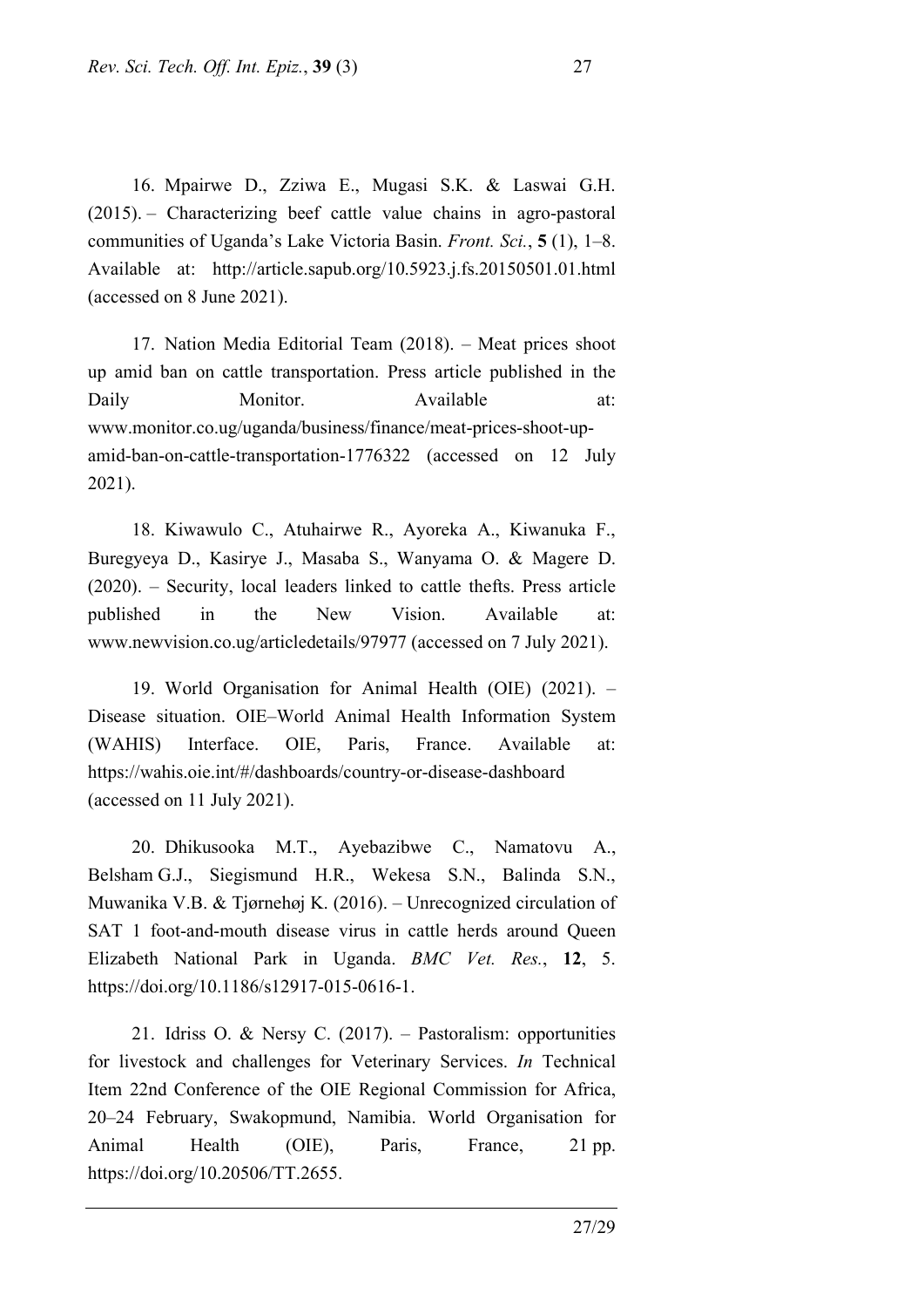16. Mpairwe D., Zziwa E., Mugasi S.K. & Laswai G.H. (2015). – Characterizing beef cattle value chains in agro-pastoral communities of Uganda's Lake Victoria Basin. *Front. Sci.*, **5** (1), 1–8. Available at: http://article.sapub.org/10.5923.j.fs.20150501.01.html (accessed on 8 June 2021).

17. Nation Media Editorial Team (2018). – Meat prices shoot up amid ban on cattle transportation. Press article published in the Daily Monitor. Available at: www.monitor.co.ug/uganda/business/finance/meat-prices-shoot-up-amid-ban-on-cattle-transportation-1776322 (accessed on 12 July 2021).

18. Kiwawulo C., Atuhairwe R., Ayoreka A., Kiwanuka F., Buregyeya D., Kasirye J., Masaba S., Wanyama O. & Magere D. (2020). – Security, local leaders linked to cattle thefts. Press article published in the New Vision. Available at: www.newvision.co.ug/articledetails/97977 (accessed on 7 July 2021).

19. World Organisation for Animal Health (OIE) (2021). – Disease situation. OIE–World Animal Health Information System (WAHIS) Interface. OIE, Paris, France. Available at: https://wahis.oie.int/#/dashboards/country-or-disease-dashboard (accessed on 11 July 2021).

20. Dhikusooka M.T., Ayebazibwe C., Namatovu A., Belsham G.J., Siegismund H.R., Wekesa S.N., Balinda S.N., Muwanika V.B. & Tjørnehøj K. (2016). – Unrecognized circulation of SAT 1 foot-and-mouth disease virus in cattle herds around Queen Elizabeth National Park in Uganda. *BMC Vet. Res.*, **12**, 5. https://doi.org/10.1186/s12917-015-0616-1.

21. Idriss O. & Nersy C. (2017). – Pastoralism: opportunities for livestock and challenges for Veterinary Services. *In* Technical Item 22nd Conference of the OIE Regional Commission for Africa, 20–24 February, Swakopmund, Namibia. World Organisation for Animal Health (OIE), Paris, France, 21 pp. https://doi.org/10.20506/TT.2655.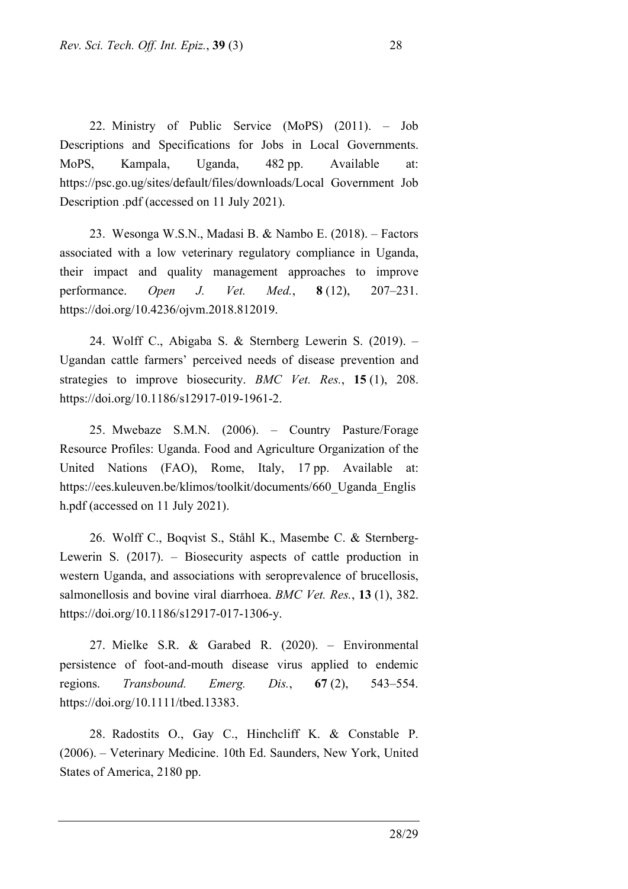22. Ministry of Public Service (MoPS) (2011). – Job Descriptions and Specifications for Jobs in Local Governments. MoPS, Kampala, Uganda, 482 pp. Available at: https://psc.go.ug/sites/default/files/downloads/Local Government Job Description .pdf (accessed on 11 July 2021).

23. Wesonga W.S.N., Madasi B. & Nambo E. (2018). – Factors associated with a low veterinary regulatory compliance in Uganda, their impact and quality management approaches to improve performance. *Open J. Vet. Med.*, **8** (12), 207–231. https://doi.org/10.4236/ojvm.2018.812019.

24. Wolff C., Abigaba S. & Sternberg Lewerin S. (2019). – Ugandan cattle farmers' perceived needs of disease prevention and strategies to improve biosecurity. *BMC Vet. Res.*, **15** (1), 208. https://doi.org/10.1186/s12917-019-1961-2.

25. Mwebaze S.M.N. (2006). – Country Pasture/Forage Resource Profiles: Uganda. Food and Agriculture Organization of the United Nations (FAO), Rome, Italy, 17 pp. Available at: https://ees.kuleuven.be/klimos/toolkit/documents/660_Uganda_English.pdf (accessed on 11 July 2021).

26. Wolff C., Boqvist S., Ståhl K., Masembe C. & Sternberg-Lewerin S. (2017). – Biosecurity aspects of cattle production in western Uganda, and associations with seroprevalence of brucellosis, salmonellosis and bovine viral diarrhoea. *BMC Vet. Res.*, **13** (1), 382. https://doi.org/10.1186/s12917-017-1306-y.

27. Mielke S.R. & Garabed R. (2020). – Environmental persistence of foot-and-mouth disease virus applied to endemic regions. *Transbound. Emerg. Dis.*, **67** (2), 543–554. https://doi.org/10.1111/tbed.13383.

28. Radostits O., Gay C., Hinchcliff K. & Constable P. (2006). – Veterinary Medicine. 10th Ed. Saunders, New York, United States of America, 2180 pp.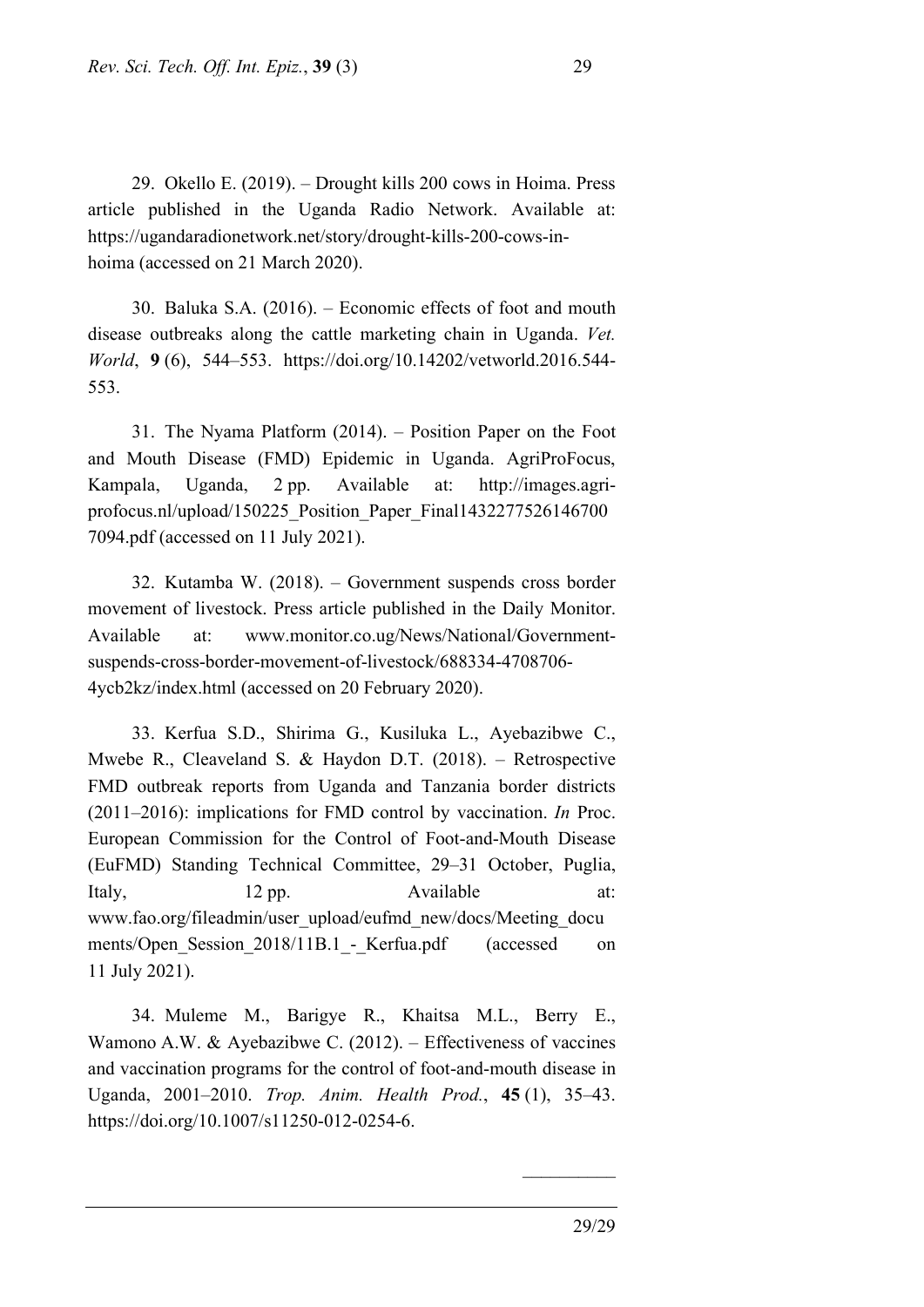29. Okello E. (2019). – Drought kills 200 cows in Hoima. Press article published in the Uganda Radio Network. Available at: https://ugandaradionetwork.net/story/drought-kills-200-cows-in-hoima (accessed on 21 March 2020).

30. Baluka S.A. (2016). – Economic effects of foot and mouth disease outbreaks along the cattle marketing chain in Uganda. *Vet. World*, **9** (6), 544–553. https://doi.org/10.14202/vetworld.2016.544-553.

31. The Nyama Platform (2014). – Position Paper on the Foot and Mouth Disease (FMD) Epidemic in Uganda. AgriProFocus, Kampala, Uganda, 2 pp. Available at: http://images.agri-profocus.nl/upload/150225_Position_Paper_Final14322775261467007094.pdf (accessed on 11 July 2021).

32. Kutamba W. (2018). – Government suspends cross border movement of livestock. Press article published in the Daily Monitor. Available at: www.monitor.co.ug/News/National/Government-suspends-cross-border-movement-of-livestock/688334-4708706-4ycb2kz/index.html (accessed on 20 February 2020).

33. Kerfua S.D., Shirima G., Kusiluka L., Ayebazibwe C., Mwebe R., Cleaveland S. & Haydon D.T. (2018). – Retrospective FMD outbreak reports from Uganda and Tanzania border districts (2011–2016): implications for FMD control by vaccination. *In* Proc. European Commission for the Control of Foot-and-Mouth Disease (EuFMD) Standing Technical Committee, 29–31 October, Puglia, Italy, 12 pp. Available at: www.fao.org/fileadmin/user_upload/eufmd_new/docs/Meeting_documents/Open_Session_2018/11B.1_-_Kerfua.pdf (accessed on 11 July 2021).

34. Muleme M., Barigye R., Khaitsa M.L., Berry E., Wamono A.W. & Ayebazibwe C. (2012). – Effectiveness of vaccines and vaccination programs for the control of foot-and-mouth disease in Uganda, 2001–2010. *Trop. Anim. Health Prod.*, **45** (1), 35–43. https://doi.org/10.1007/s11250-012-0254-6.